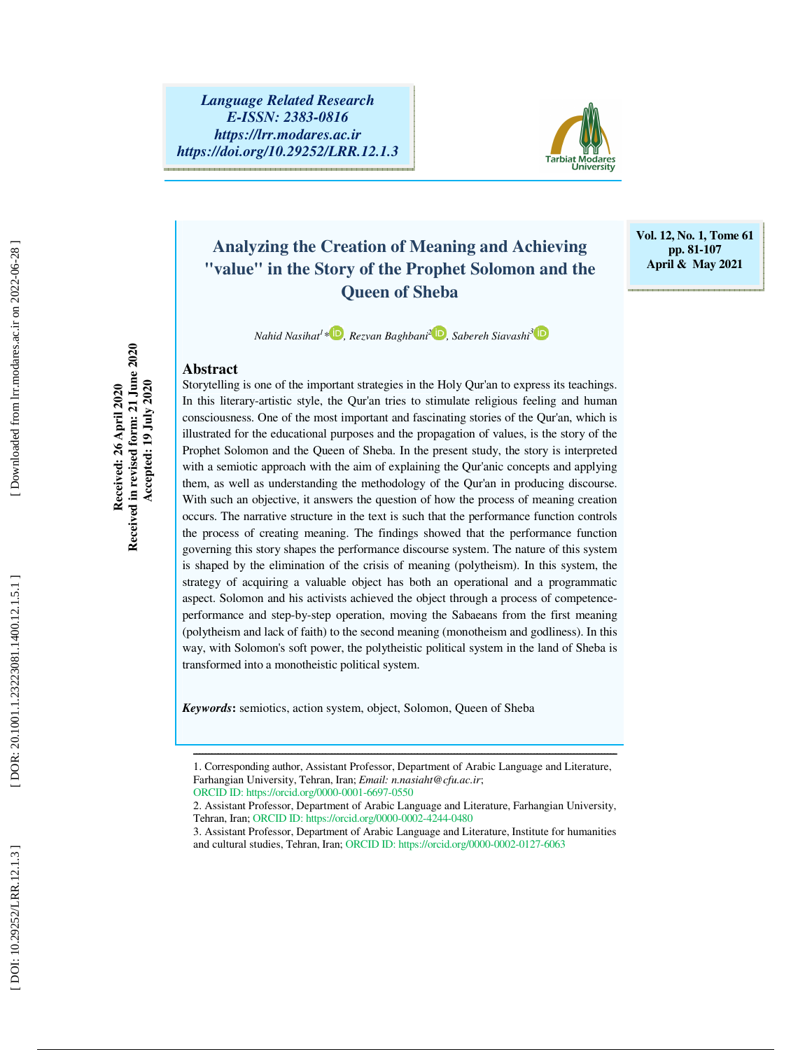Language Related Research
E-ISSN: 2383-0816
https://lrr.modares.ac.ir
https://doi.org/10.29252/LRR.12.1.3

Vol. 12, No. 1, Tome 61
pp. 81-107
April & May 2021

Received: 26 April 2020
Received in revised form: 21 June 2020
Accepted: 19 July 2020

# Analyzing the Creation of Meaning and Achieving "value" in the Story of the Prophet Solomon and the Queen of Sheba

*Nahid Nasihat[1]\*, Rezvan Baghbani[2], Sabereh Siavashi[3]*

## Abstract

Storytelling is one of the important strategies in the Holy Qur'an to express its teachings. In this literary-artistic style, the Qur'an tries to stimulate religious feeling and human consciousness. One of the most important and fascinating stories of the Qur'an, which is illustrated for the educational purposes and the propagation of values, is the story of the Prophet Solomon and the Queen of Sheba. In the present study, the story is interpreted with a semiotic approach with the aim of explaining the Qur'anic concepts and applying them, as well as understanding the methodology of the Qur'an in producing discourse. With such an objective, it answers the question of how the process of meaning creation occurs. The narrative structure in the text is such that the performance function controls the process of creating meaning. The findings showed that the performance function governing this story shapes the performance discourse system. The nature of this system is shaped by the elimination of the crisis of meaning (polytheism). In this system, the strategy of acquiring a valuable object has both an operational and a programmatic aspect. Solomon and his activists achieved the object through a process of competence-performance and step-by-step operation, moving the Sabaeans from the first meaning (polytheism and lack of faith) to the second meaning (monotheism and godliness). In this way, with Solomon's soft power, the polytheistic political system in the land of Sheba is transformed into a monotheistic political system.

***Keywords*:** semiotics, action system, object, Solomon, Queen of Sheba

---

1. Corresponding author, Assistant Professor, Department of Arabic Language and Literature, Farhangian University, Tehran, Iran; *Email: n.nasiaht@cfu.ac.ir*; ORCID ID: https://orcid.org/0000-0001-6697-0550

2. Assistant Professor, Department of Arabic Language and Literature, Farhangian University, Tehran, Iran; ORCID ID: https://orcid.org/0000-0002-4244-0480

3. Assistant Professor, Department of Arabic Language and Literature, Institute for humanities and cultural studies, Tehran, Iran; ORCID ID: https://orcid.org/0000-0002-0127-6063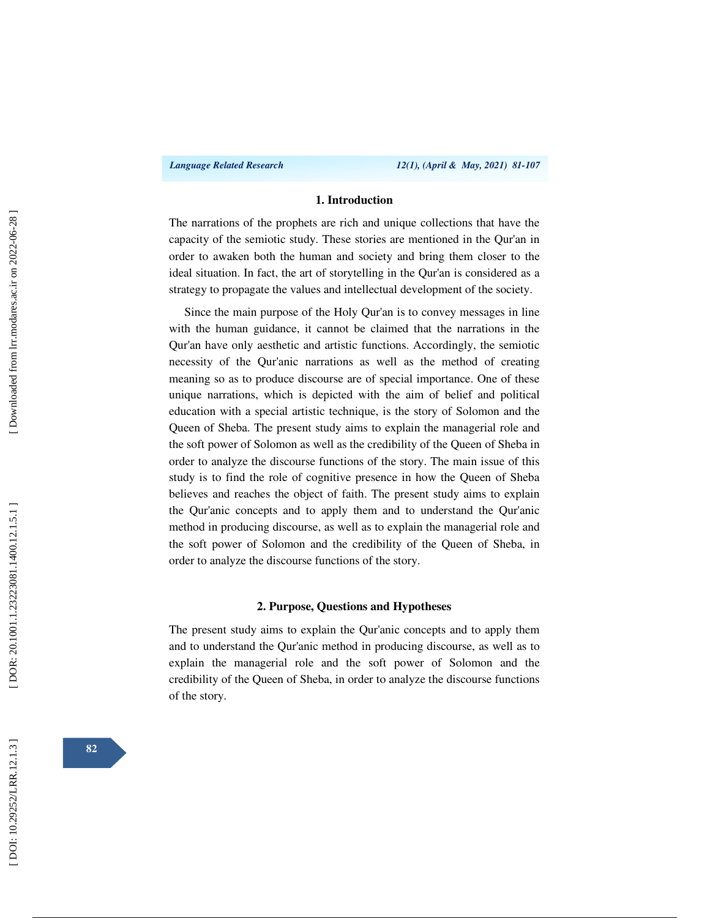## 1. Introduction

The narrations of the prophets are rich and unique collections that have the capacity of the semiotic study. These stories are mentioned in the Qur'an in order to awaken both the human and society and bring them closer to the ideal situation. In fact, the art of storytelling in the Qur'an is considered as a strategy to propagate the values and intellectual development of the society.

Since the main purpose of the Holy Qur'an is to convey messages in line with the human guidance, it cannot be claimed that the narrations in the Qur'an have only aesthetic and artistic functions. Accordingly, the semiotic necessity of the Qur'anic narrations as well as the method of creating meaning so as to produce discourse are of special importance. One of these unique narrations, which is depicted with the aim of belief and political education with a special artistic technique, is the story of Solomon and the Queen of Sheba. The present study aims to explain the managerial role and the soft power of Solomon as well as the credibility of the Queen of Sheba in order to analyze the discourse functions of the story. The main issue of this study is to find the role of cognitive presence in how the Queen of Sheba believes and reaches the object of faith. The present study aims to explain the Qur'anic concepts and to apply them and to understand the Qur'anic method in producing discourse, as well as to explain the managerial role and the soft power of Solomon and the credibility of the Queen of Sheba, in order to analyze the discourse functions of the story.

## 2. Purpose, Questions and Hypotheses

The present study aims to explain the Qur'anic concepts and to apply them and to understand the Qur'anic method in producing discourse, as well as to explain the managerial role and the soft power of Solomon and the credibility of the Queen of Sheba, in order to analyze the discourse functions of the story.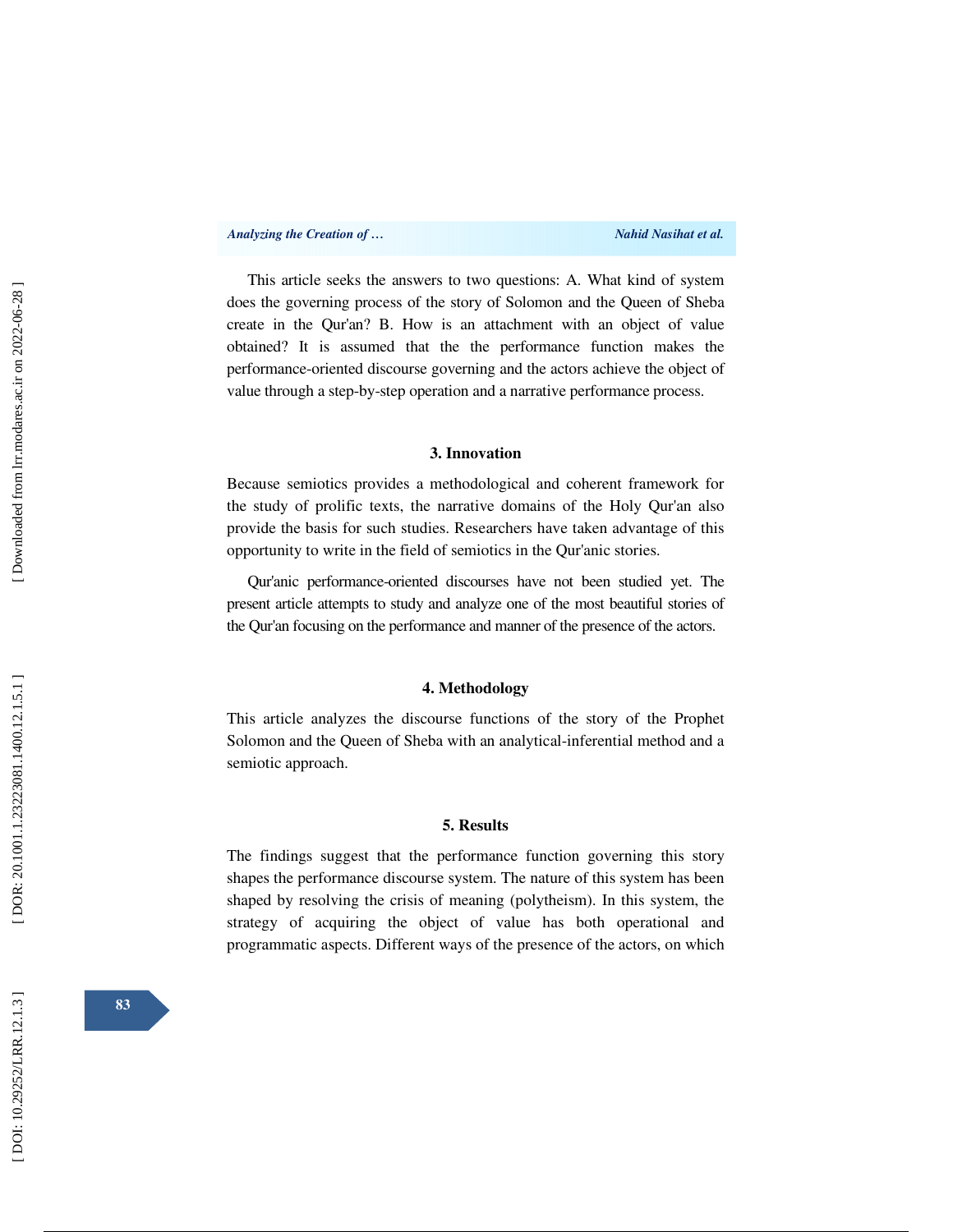This article seeks the answers to two questions: A. What kind of system does the governing process of the story of Solomon and the Queen of Sheba create in the Qur'an? B. How is an attachment with an object of value obtained? It is assumed that the the performance function makes the performance-oriented discourse governing and the actors achieve the object of value through a step-by-step operation and a narrative performance process.

## 3. Innovation

Because semiotics provides a methodological and coherent framework for the study of prolific texts, the narrative domains of the Holy Qur'an also provide the basis for such studies. Researchers have taken advantage of this opportunity to write in the field of semiotics in the Qur'anic stories.

Qur'anic performance-oriented discourses have not been studied yet. The present article attempts to study and analyze one of the most beautiful stories of the Qur'an focusing on the performance and manner of the presence of the actors.

## 4. Methodology

This article analyzes the discourse functions of the story of the Prophet Solomon and the Queen of Sheba with an analytical-inferential method and a semiotic approach.

## 5. Results

The findings suggest that the performance function governing this story shapes the performance discourse system. The nature of this system has been shaped by resolving the crisis of meaning (polytheism). In this system, the strategy of acquiring the object of value has both operational and programmatic aspects. Different ways of the presence of the actors, on which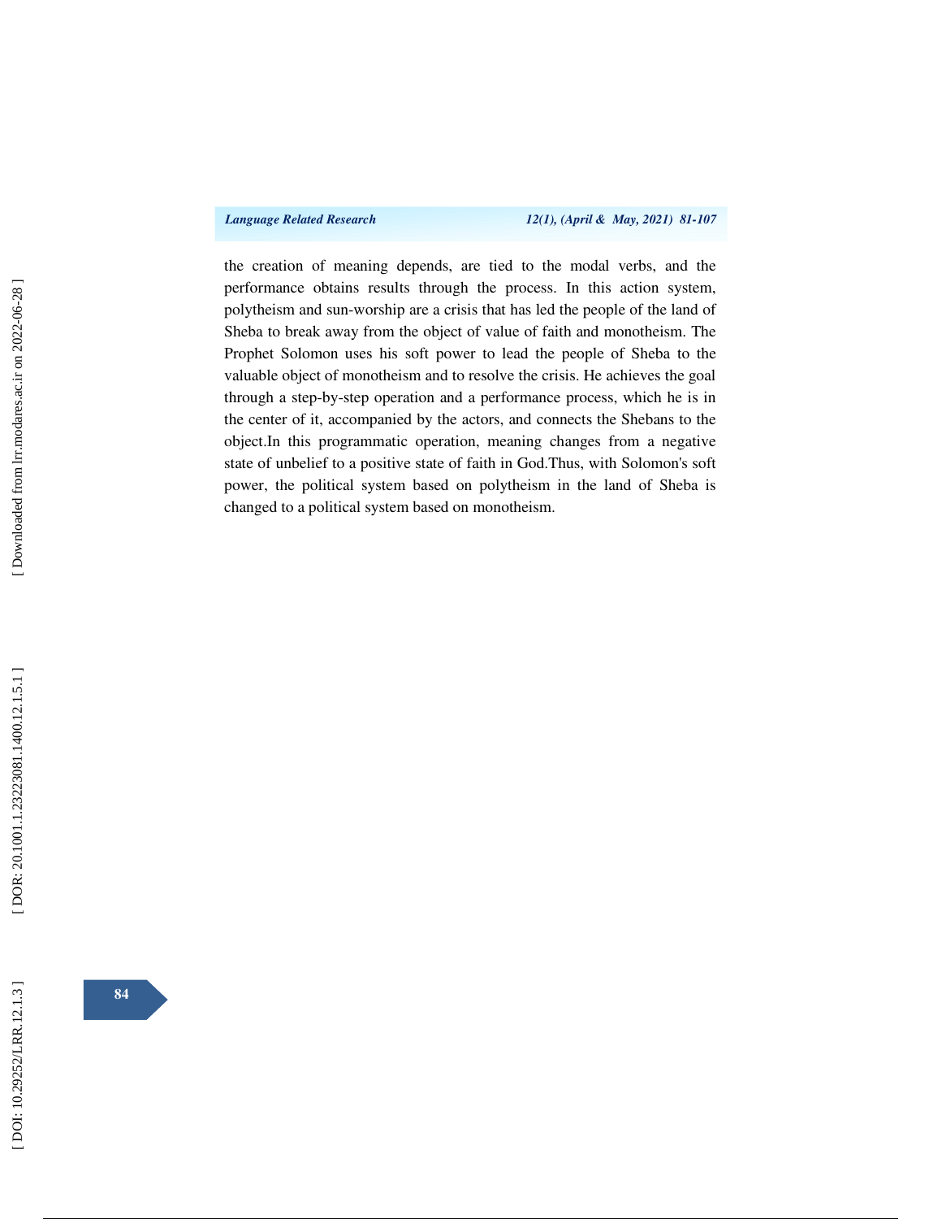the creation of meaning depends, are tied to the modal verbs, and the performance obtains results through the process. In this action system, polytheism and sun-worship are a crisis that has led the people of the land of Sheba to break away from the object of value of faith and monotheism. The Prophet Solomon uses his soft power to lead the people of Sheba to the valuable object of monotheism and to resolve the crisis. He achieves the goal through a step-by-step operation and a performance process, which he is in the center of it, accompanied by the actors, and connects the Shebans to the object.In this programmatic operation, meaning changes from a negative state of unbelief to a positive state of faith in God.Thus, with Solomon's soft power, the political system based on polytheism in the land of Sheba is changed to a political system based on monotheism.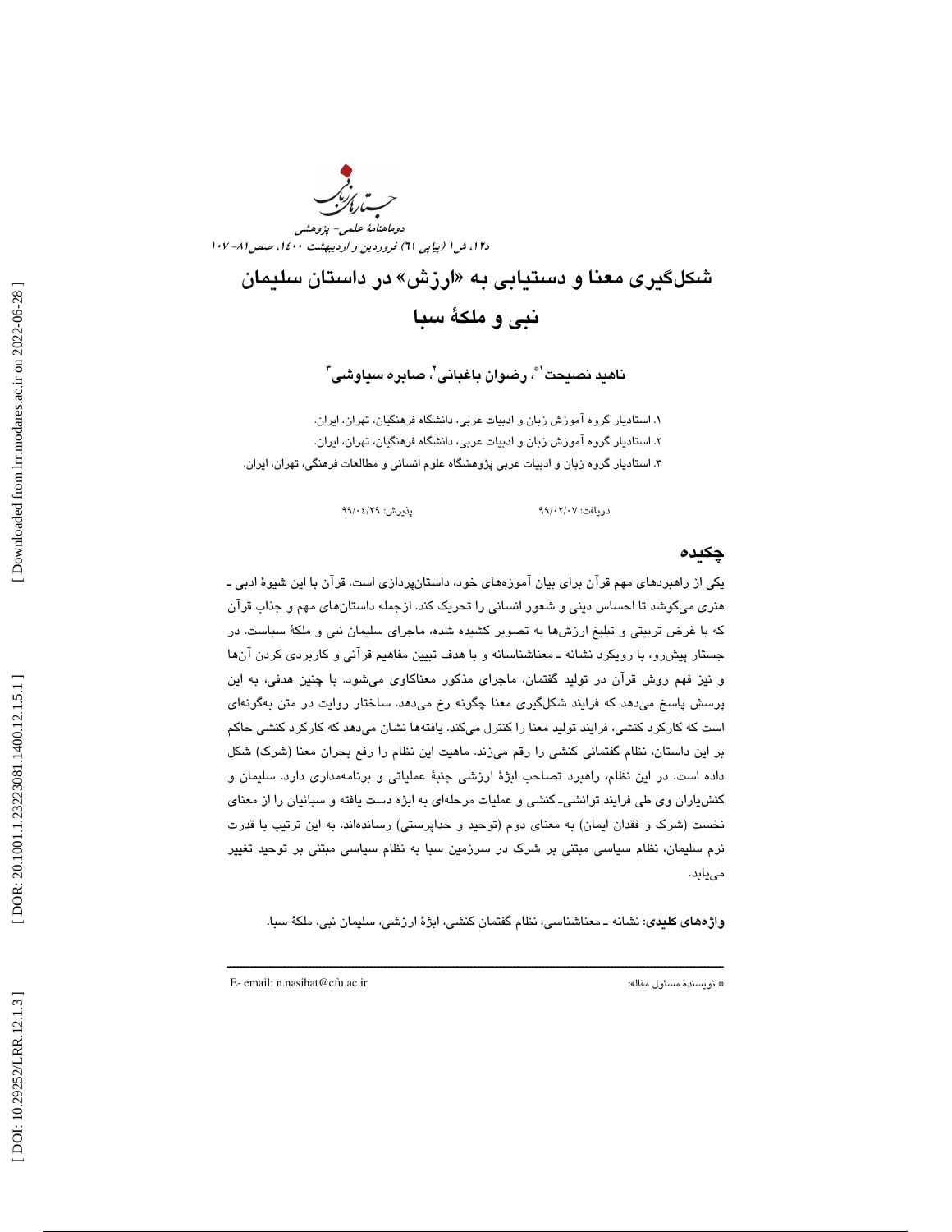# شکل‌گیری معنا و دستیابی به «ارزش» در داستان سلیمان نبی و ملکهٔ سبا

**ناهید نصیحت[1*]، رضوان باغبانی[2]، صابره سیاوشی[3]**

۱. استادیار گروه آموزش زبان و ادبیات عربی، دانشگاه فرهنگیان، تهران، ایران.
۲. استادیار گروه آموزش زبان و ادبیات عربی، دانشگاه فرهنگیان، تهران، ایران.
۳. استادیار گروه زبان و ادبیات عربی پژوهشگاه علوم انسانی و مطالعات فرهنگی، تهران، ایران.

دریافت: ۹۹/۰۲/۰۷ &nbsp;&nbsp;&nbsp;&nbsp; پذیرش: ۹۹/۰۴/۲۹

## چکیده

یکی از راهبردهای مهم قرآن برای بیان آموزه‌های خود، داستان‌پردازی است. قرآن با این شیوهٔ ادبی ـ هنری می‌کوشد تا احساس دینی و شعور انسانی را تحریک کند. ازجمله داستان‌های مهم و جذاب قرآن که با غرض تربیتی و تبلیغ ارزش‌ها به تصویر کشیده شده، ماجرای سلیمان نبی و ملکهٔ سباست. در جستار پیش‌رو، با رویکرد نشانه ـ معناشناسانه و با هدف تبیین مفاهیم قرآنی و کاربردی کردن آن‌ها و نیز فهم روش قرآن در تولید گفتمان، ماجرای مذکور معناکاوی می‌شود. با چنین هدفی، به این پرسش پاسخ می‌دهد که فرایند شکل‌گیری معنا چگونه رخ می‌دهد. ساختار روایت در متن به‌گونه‌ای است که کارکرد کنشی، فرایند تولید معنا را کنترل می‌کند. یافته‌ها نشان می‌دهد که کارکرد کنشی حاکم بر این داستان، نظام گفتمانی کنشی را رقم می‌زند. ماهیت این نظام را رفع بحران معنا (شرک) شکل داده است. در این نظام، راهبرد تصاحب ابژهٔ ارزشی جنبهٔ عملیاتی و برنامه‌مداری دارد. سلیمان و کنش‌یاران وی طی فرایند توانشی‌ـ‌کنشی و عملیات مرحله‌ای به ابژه دست یافته و سبائیان را از معنای نخست (شرک و فقدان ایمان) به معنای دوم (توحید و خداپرستی) رسانده‌اند. به این ترتیب با قدرت نرم سلیمان، نظام سیاسی مبتنی بر شرک در سرزمین سبا به نظام سیاسی مبتنی بر توحید تغییر می‌یابد.

**واژه‌های کلیدی**: نشانه ـ معناشناسی، نظام گفتمان کنشی، ابژهٔ ارزشی، سلیمان نبی، ملکهٔ سبا.

---

\* نویسندهٔ مسئول مقاله: &nbsp;&nbsp; E- email: n.nasihat@cfu.ac.ir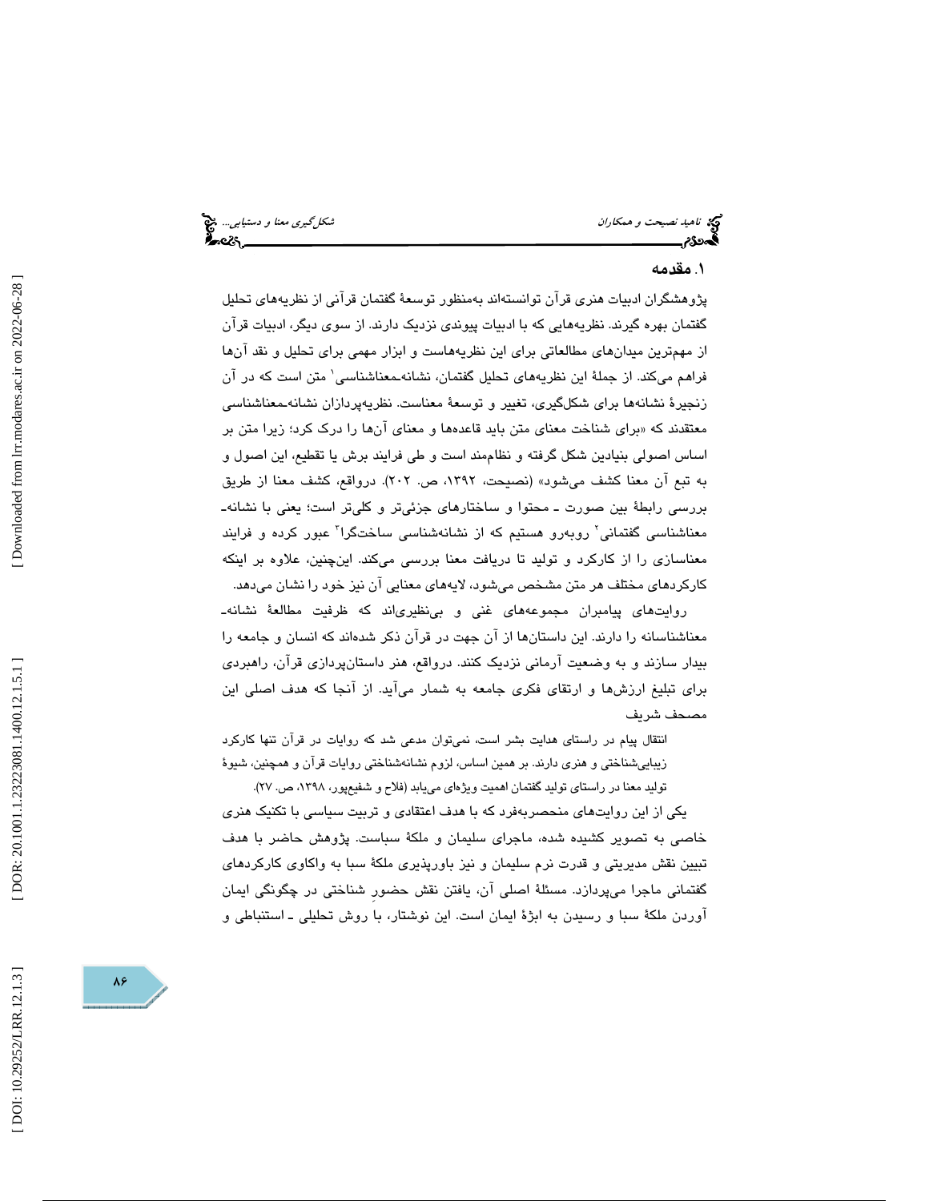## ۱. مقدمه

پژوهشگران ادبیات هنری قرآن توانسته‌اند به‌منظور توسعهٔ گفتمان قرآنی از نظریه‌های تحلیل گفتمان بهره گیرند. نظریه‌هایی که با ادبیات پیوندی نزدیک دارند. از سوی دیگر، ادبیات قرآن از مهم‌ترین میدان‌های مطالعاتی برای این نظریه‌هاست و ابزار مهمی برای تحلیل و نقد آن‌ها فراهم می‌کند. از جملهٔ این نظریه‌های تحلیل گفتمان، نشانه‌ـمعناشناسی[1] متن است که در آن زنجیرهٔ نشانه‌ها برای شکل‌گیری، تغییر و توسعهٔ معناست. نظریه‌پردازان نشانه‌ـمعناشناسی معتقدند که «برای شناخت معنای متن باید قاعده‌ها و معنای آن‌ها را درک کرد؛ زیرا متن بر اساس اصولی بنیادین شکل گرفته و نظام‌مند است و طی فرایند برش یا تقطیع، این اصول و به تبع آن معنا کشف می‌شود» (نصیحت، ۱۳۹۲، ص. ۲۰۲). درواقع، کشف معنا از طریق بررسی رابطهٔ بین صورت ـ محتوا و ساختارهای جزئی‌تر و کلی‌تر است؛ یعنی با نشانه‌ـمعناشناسی گفتمانی[2] روبه‌رو هستیم که از نشانه‌شناسی ساخت‌گرا[3] عبور کرده و فرایند معناسازی را از کارکرد و تولید تا دریافت معنا بررسی می‌کند. این‌چنین، علاوه بر اینکه کارکردهای مختلف هر متن مشخص می‌شود، لایه‌های معنایی آن نیز خود را نشان می‌دهد.

روایت‌های پیامبران مجموعه‌های غنی و بی‌نظیری‌اند که ظرفیت مطالعهٔ نشانه‌ـمعناشناسانه را دارند. این داستان‌ها از آن جهت در قرآن ذکر شده‌اند که انسان و جامعه را بیدار سازند و به وضعیت آرمانی نزدیک کنند. درواقع، هنر داستان‌پردازی قرآن، راهبردی برای تبلیغ ارزش‌ها و ارتقای فکری جامعه به شمار می‌آید. از آنجا که هدف اصلی این مصحف شریف

> انتقال پیام در راستای هدایت بشر است، نمی‌توان مدعی شد که روایات در قرآن تنها کارکرد زیبایی‌شناختی و هنری دارند. بر همین اساس، لزوم نشانه‌شناختی روایات قرآن و همچنین، شیوهٔ تولید معنا در راستای تولید گفتمان اهمیت ویژه‌ای می‌یابد (فلاح و شفیع‌پور، ۱۳۹۸، ص. ۲۷).

یکی از این روایت‌های منحصربه‌فرد که با هدف اعتقادی و تربیت سیاسی با تکنیک هنری خاصی به تصویر کشیده شده، ماجرای سلیمان و ملکهٔ سباست. پژوهش حاضر با هدف تبیین نقش مدیریتی و قدرت نرم سلیمان و نیز باورپذیری ملکهٔ سبا به واکاوی کارکردهای گفتمانی ماجرا می‌پردازد. مسئلهٔ اصلی آن، یافتن نقش حضورِ شناختی در چگونگی ایمان آوردن ملکهٔ سبا و رسیدن به ابژهٔ ایمان است. این نوشتار، با روش تحلیلی ـ استنباطی و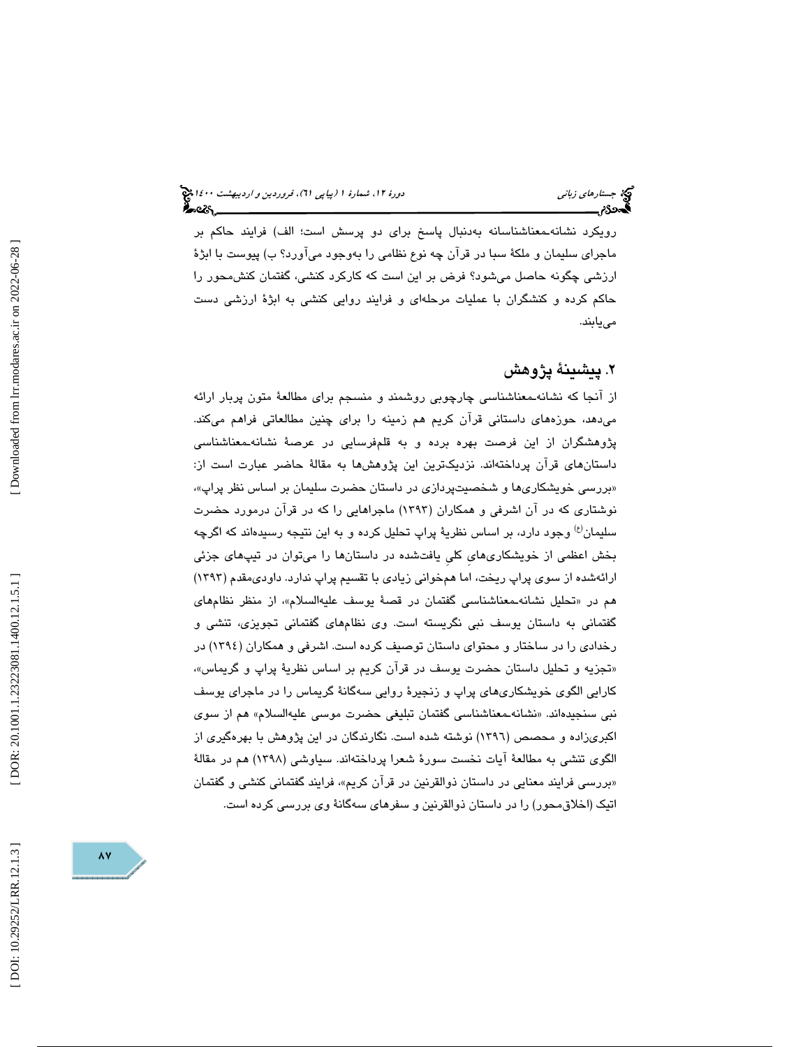رویکرد نشانه‌ـمعناشناسانه به‌دنبال پاسخ برای دو پرسش است؛ الف) فرایند حاکم بر ماجرای سلیمان و ملکۀ سبا در قرآن چه نوع نظامی را به‌وجود می‌آورد؟ ب) پیوست با ابژۀ ارزشی چگونه حاصل می‌شود؟ فرض بر این است که کارکرد کنشی، گفتمان کنش‌محور را حاکم کرده و کنشگران با عملیات مرحله‌ای و فرایند روایی کنشی به ابژۀ ارزشی دست می‌یابند.

## ۲. پیشینۀ پژوهش

از آنجا که نشانه‌ـمعناشناسی چارچوبی روشمند و منسجم برای مطالعۀ متون پربار ارائه می‌دهد، حوزه‌های داستانی قرآن کریم هم زمینه را برای چنین مطالعاتی فراهم می‌کند. پژوهشگران از این فرصت بهره برده و به قلم‌فرسایی در عرصۀ نشانه‌ـمعناشناسی داستان‌های قرآن پرداخته‌اند. نزدیک‌ترین این پژوهش‌ها به مقالۀ حاضر عبارت است از: «بررسی خویشکاری‌ها و شخصیت‌پردازی در داستان حضرت سلیمان بر اساس نظر پراپ»، نوشتاری که در آن اشرفی و همکاران (۱۳۹۳) ماجراهایی را که در قرآن درمورد حضرت سلیمان(ع) وجود دارد، بر اساس نظریۀ پراپ تحلیل کرده و به این نتیجه رسیده‌اند که اگرچه بخش اعظمی از خویشکاری‌های کلیِ یافت‌شده در داستان‌ها را می‌توان در تیپ‌های جزئی ارائه‌شده از سوی پراپ ریخت، اما هم‌خوانی زیادی با تقسیم پراپ ندارد. داودی‌مقدم (۱۳۹۳) هم در «تحلیل نشانه‌ـمعناشناسی گفتمان در قصۀ یوسف علیه‌السلام»، از منظر نظام‌های گفتمانی به داستان یوسف نبی نگریسته است. وی نظام‌های گفتمانی تجویزی، تنشی و رخدادی را در ساختار و محتوای داستان توصیف کرده است. اشرفی و همکاران (۱۳۹٤) در «تجزیه و تحلیل داستان حضرت یوسف در قرآن کریم بر اساس نظریۀ پراپ و گریماس»، کارایی الگوی خویشکاری‌های پراپ و زنجیرۀ روایی سه‌گانۀ گریماس را در ماجرای یوسف نبی سنجیده‌اند. «نشانه‌ـمعناشناسی گفتمان تبلیغی حضرت موسی علیه‌السلام» هم از سوی اکبری‌زاده و محصص (۱۳۹٦) نوشته شده است. نگارندگان در این پژوهش با بهره‌گیری از الگوی تنشی به مطالعۀ آیات نخست سورۀ شعرا پرداخته‌اند. سیاوشی (۱۳۹۸) هم در مقالۀ «بررسی فرایند معنایی در داستان ذوالقرنین در قرآن کریم»، فرایند گفتمانی کنشی و گفتمان اتیک (اخلاق‌محور) را در داستان ذوالقرنین و سفرهای سه‌گانۀ وی بررسی کرده است.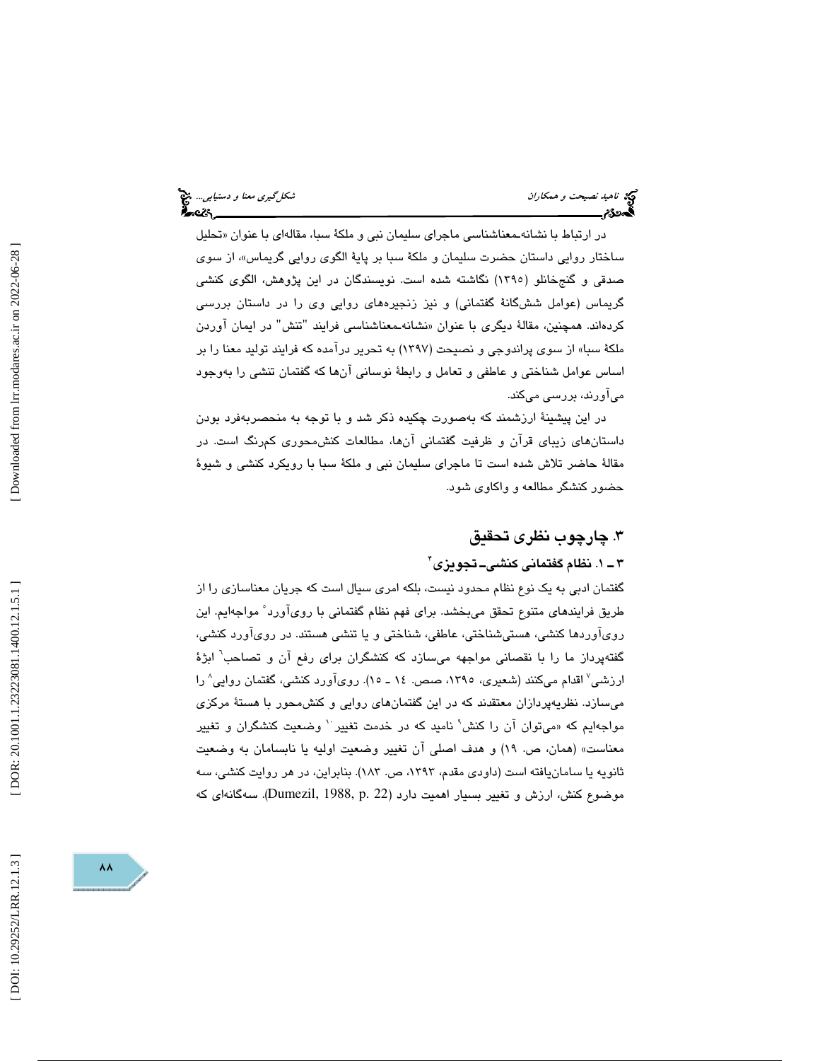در ارتباط با نشانه‌ـمعناشناسی ماجرای سلیمان نبی و ملکۀ سبا، مقاله‌ای با عنوان «تحلیل ساختار روایی داستان حضرت سلیمان و ملکۀ سبا بر پایۀ الگوی روایی گریماس»، از سوی صدقی و گنج‌خانلو (۱۳۹۵) نگاشته شده است. نویسندگان در این پژوهش، الگوی کنشی گریماس (عوامل شش‌گانۀ گفتمانی) و نیز زنجیره‌های روایی وی را در داستان بررسی کرده‌اند. همچنین، مقالۀ دیگری با عنوان «نشانه‌ـمعناشناسی فرایند "تنش" در ایمان آوردن ملکۀ سبا» از سوی پراندوجی و نصیحت (۱۳۹۷) به تحریر درآمده که فرایند تولید معنا را بر اساس عوامل شناختی و عاطفی و تعامل و رابطۀ نوسانی آن‌ها که گفتمان تنشی را به‌وجود می‌آورند، بررسی می‌کند.

در این پیشینۀ ارزشمند که به‌صورت چکیده ذکر شد و با توجه به منحصربه‌فرد بودن داستان‌های زیبای قرآن و ظرفیت گفتمانی آن‌ها، مطالعات کنش‌محوری کم‌رنگ است. در مقالۀ حاضر تلاش شده است تا ماجرای سلیمان نبی و ملکۀ سبا با رویکرد کنشی و شیوۀ حضور کنشگر مطالعه و واکاوی شود.

## ۳. چارچوب نظری تحقیق

### ۳ ـ ۱. نظام گفتمانی کنشی‌ـ تجویزی[۴]

گفتمان ادبی به یک نوع نظام محدود نیست، بلکه امری سیال است که جریان معناسازی را از طریق فرایندهای متنوع تحقق می‌بخشد. برای فهم نظام گفتمانی با روی‌آورد[۵] مواجه‌ایم. این روی‌آوردها کنشی، هستی‌شناختی، عاطفی، شناختی و یا تنشی هستند. در روی‌آورد کنشی، گفته‌پرداز ما را با نقصانی مواجهه می‌سازد که کنشگران برای رفع آن و تصاحب[۶] ابژۀ ارزشی[۷] اقدام می‌کنند (شعیری، ۱۳۹۵، صص. ۱۴ ـ ۱۵). روی‌آورد کنشی، گفتمان روایی[۸] را می‌سازد. نظریه‌پردازان معتقدند که در این گفتمان‌های روایی و کنش‌محور با هستۀ مرکزی مواجه‌ایم که «می‌توان آن را کنش[۹] نامید که در خدمت تغییر[۱۰] وضعیت کنشگران و تغییر معناست» (همان، ص. ۱۹) و هدف اصلی آن تغییر وضعیت اولیه یا نابسامان به وضعیت ثانویه یا سامان‌یافته است (داودی مقدم، ۱۳۹۳، ص. ۱۸۳). بنابراین، در هر روایت کنشی، سه موضوع کنش، ارزش و تغییر بسیار اهمیت دارد (Dumezil, 1988, p. 22). سه‌گانه‌ای که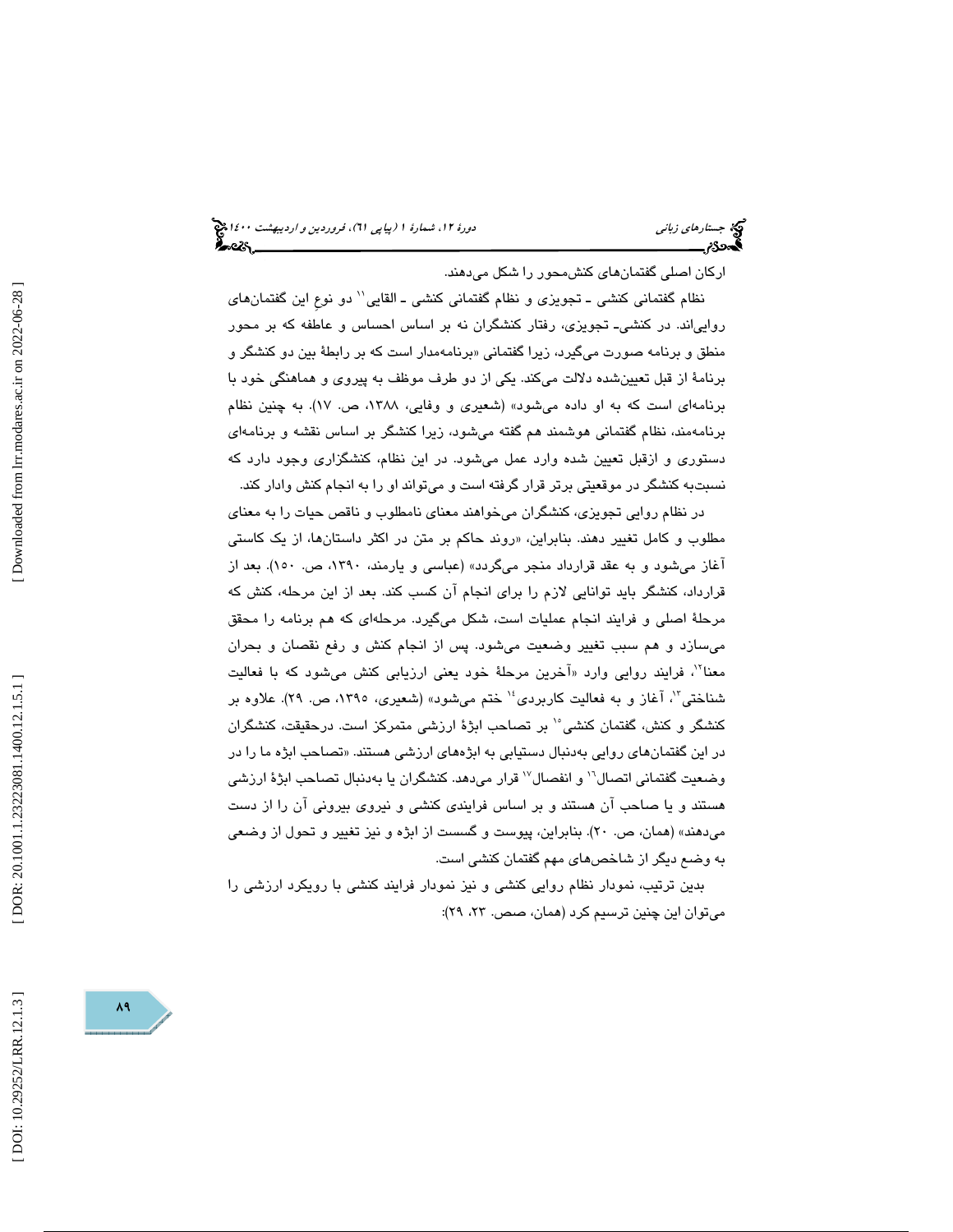ارکان اصلی گفتمان‌های کنش‌محور را شکل می‌دهند.

نظام گفتمانی کنشی ـ تجویزی و نظام گفتمانی کنشی ـ القایی[11] دو نوعِ این گفتمان‌های روایی‌اند. در کنشی‌ـ تجویزی، رفتار کنشگران نه بر اساس احساس و عاطفه که بر محور منطق و برنامه صورت می‌گیرد، زیرا گفتمانی «برنامه‌مدار است که بر رابطهٔ بین دو کنشگر و برنامهٔ از قبل تعیین‌شده دلالت می‌کند. یکی از دو طرف موظف به پیروی و هماهنگی خود با برنامه‌ای است که به او داده می‌شود» (شعیری و وفایی، ۱۳۸۸، ص. ۱۷). به چنین نظام برنامه‌مند، نظام گفتمانی هوشمند هم گفته می‌شود، زیرا کنشگر بر اساس نقشه و برنامه‌ای دستوری و ازقبل تعیین شده وارد عمل می‌شود. در این نظام، کنشگزاری وجود دارد که نسبت‌به کنشگر در موقعیتی برتر قرار گرفته است و می‌تواند او را به انجام کنش وادار کند.

در نظام روایی تجویزی، کنشگران می‌خواهند معنای نامطلوب و ناقص حیات را به معنای مطلوب و کامل تغییر دهند. بنابراین، «روند حاکم بر متن در اکثر داستان‌ها، از یک کاستی آغاز می‌شود و به عقد قرارداد منجر می‌گردد» (عباسی و یارمند، ۱۳۹۰، ص. ۱۵۰). بعد از قرارداد، کنشگر باید توانایی لازم را برای انجام آن کسب کند. بعد از این مرحله، کنش که مرحلهٔ اصلی و فرایند انجام عملیات است، شکل می‌گیرد. مرحله‌ای که هم برنامه را محقق می‌سازد و هم سبب تغییر وضعیت می‌شود. پس از انجام کنش و رفع نقصان و بحران معنا[12]، فرایند روایی وارد «آخرین مرحلهٔ خود یعنی ارزیابی کنش می‌شود که با فعالیت شناختی[13]، آغاز و به فعالیت کاربردی[14] ختم می‌شود» (شعیری، ۱۳۹۵، ص. ۲۹). علاوه بر کنشگر و کنش، گفتمان کنشی[15] بر تصاحب ابژهٔ ارزشی متمرکز است. درحقیقت، کنشگران در این گفتمان‌های روایی به‌دنبال دستیابی به ابژه‌های ارزشی هستند. «تصاحب ابژه ما را در وضعیت گفتمانی اتصال[16] و انفصال[17] قرار می‌دهد. کنشگران یا به‌دنبال تصاحب ابژهٔ ارزشی هستند و یا صاحب آن هستند و بر اساس فرایندی کنشی و نیروی بیرونی آن را از دست می‌دهند» (همان، ص. ۲۰). بنابراین، پیوست و گسست از ابژه و نیز تغییر و تحول از وضعی به وضع دیگر از شاخص‌های مهم گفتمان کنشی است.

بدین ترتیب، نمودار نظام روایی کنشی و نیز نمودار فرایند کنشی با رویکرد ارزشی را می‌توان این چنین ترسیم کرد (همان، صص. ۲۳، ۲۹):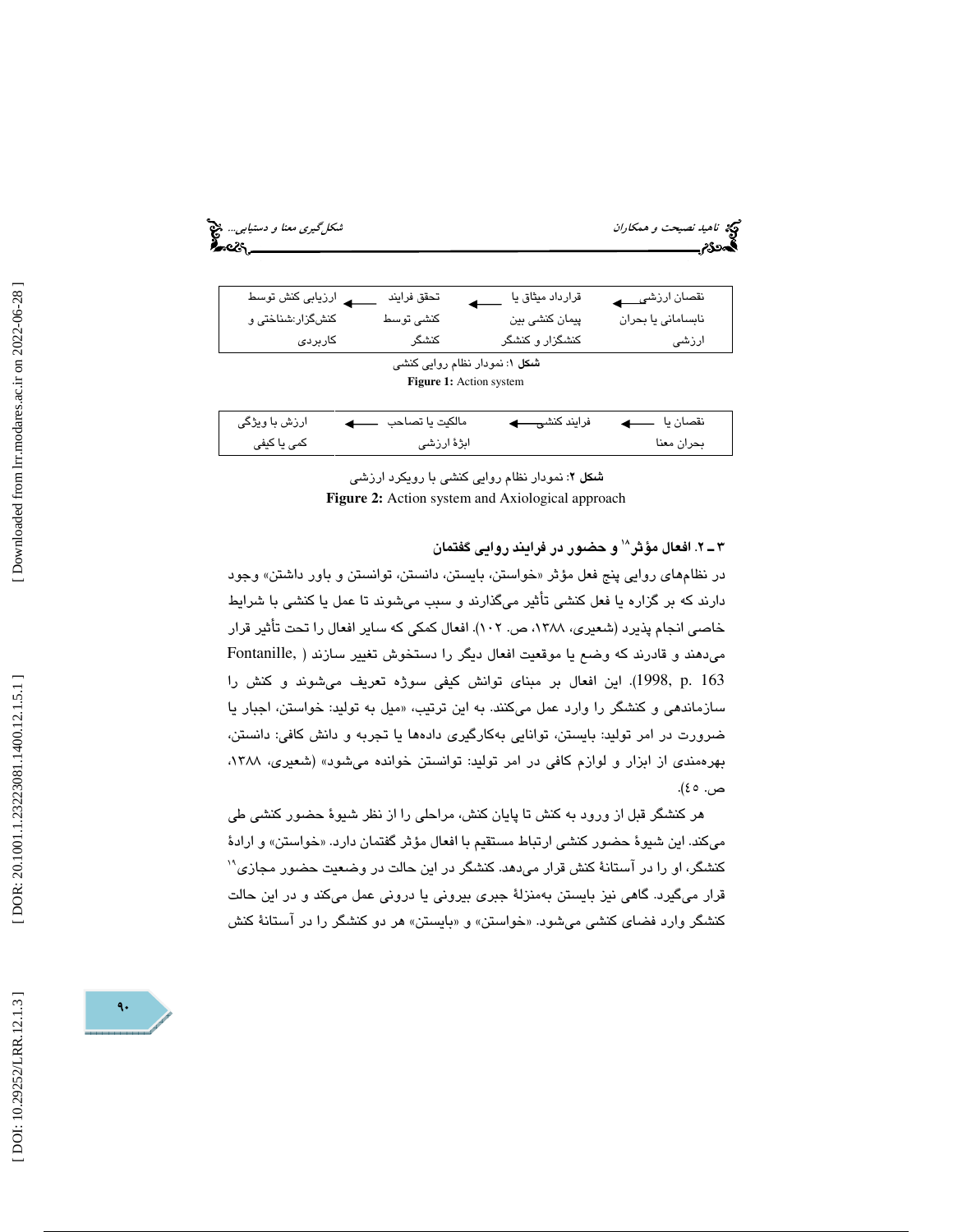| ارزیابی کنش توسط کنش‌گزار:شناختی و کاربردی | ← | تحقق فرایند کنشی توسط کنشگر | ← | قرارداد میثاق یا پیمان کنشی بین کنشگزار و کنشگر | ← | نقصان ارزشی نابسامانی یا بحران ارزشی |
| --- | --- | --- | --- | --- | --- | --- |

**شکل ۱**: نمودار نظام روایی کنشی

**Figure 1:** Action system

| ارزش با ویژگی کمی یا کیفی | ← | مالکیت یا تصاحب ابژهٔ ارزشی | ← | فرایند کنشی | ← | نقصان یا بحران معنا |
| --- | --- | --- | --- | --- | --- | --- |

**شکل ۲**: نمودار نظام روایی کنشی با رویکرد ارزشی

**Figure 2:** Action system and Axiological approach

### ۳ـ ۲. افعال مؤثر[18] و حضور در فرایند روایی گفتمان

در نظام‌های روایی پنج فعل مؤثر «خواستن، بایستن، دانستن، توانستن و باور داشتن» وجود دارند که بر گزاره یا فعل کنشی تأثیر می‌گذارند و سبب می‌شوند تا عمل یا کنشی با شرایط خاصی انجام پذیرد (شعیری، ۱۳۸۸، ص. ۱۰۲). افعال کمکی که سایر افعال را تحت تأثیر قرار می‌دهند و قادرند که وضع یا موقعیت افعال دیگر را دستخوش تغییر سازند (Fontanille, 1998, p. 163). این افعال بر مبنای توانش کیفی سوژه تعریف می‌شوند و کنش را سازماندهی و کنشگر را وارد عمل می‌کنند. به این ترتیب، «میل به تولید: خواستن، اجبار یا ضرورت در امر تولید: بایستن، توانایی به‌کارگیری داده‌ها یا تجربه و دانش کافی: دانستن، بهره‌مندی از ابزار و لوازم کافی در امر تولید: توانستن خوانده می‌شود» (شعیری، ۱۳۸۸، ص. ٤٥).

هر کنشگر قبل از ورود به کنش تا پایان کنش، مراحلی را از نظر شیوهٔ حضور کنشی طی می‌کند. این شیوهٔ حضور کنشی ارتباط مستقیم با افعال مؤثر گفتمان دارد. «خواستن» و ارادهٔ کنشگر، او را در آستانهٔ کنش قرار می‌دهد. کنشگر در این حالت در وضعیت حضور مجازی[19] قرار می‌گیرد. گاهی نیز بایستن به‌منزلهٔ جبری بیرونی یا درونی عمل می‌کند و در این حالت کنشگر وارد فضای کنشی می‌شود. «خواستن» و «بایستن» هر دو کنشگر را در آستانهٔ کنش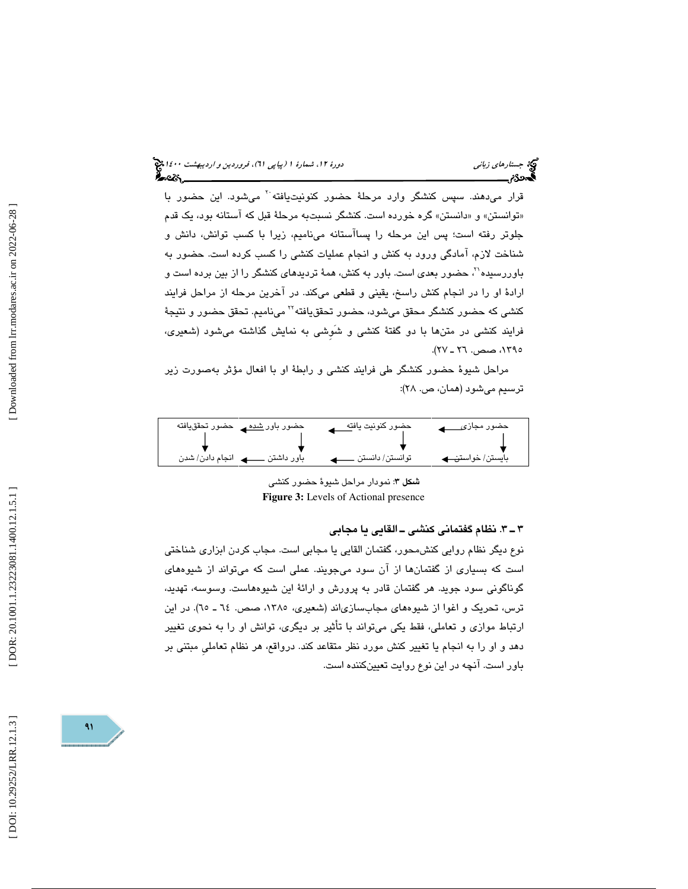قرار می‌دهند. سپس کنشگر وارد مرحلهٔ حضور کنونیت‌یافته[20] می‌شود. این حضور با «توانستن» و «دانستن» گره خورده است. کنشگر نسبت‌به مرحلهٔ قبل که آستانه بود، یک قدم جلوتر رفته است؛ پس این مرحله را پساآستانه می‌نامیم، زیرا با کسب توانش، دانش و شناخت لازم، آمادگی ورود به کنش و انجام عملیات کنشی را کسب کرده است. حضور به باوررسیده[21]، حضور بعدی است. باور به کنش، همهٔ تردیدهای کنشگر را از بین برده است و ارادهٔ او را در انجام کنش راسخ، یقینی و قطعی می‌کند. در آخرین مرحله از مراحل فرایند کنشی که حضور کنشگر محقق می‌شود، حضور تحقق‌یافته[22] می‌نامیم. تحقق حضور و نتیجهٔ فرایند کنشی در متن‌ها با دو گفتهٔ کنشی و شَوِشی به نمایش گذاشته می‌شود (شعیری، ۱۳۹۵، صص. ۲۶ ـ ۲۷).

مراحل شیوهٔ حضور کنشگر طی فرایند کنشی و رابطهٔ او با افعال مؤثر به‌صورت زیر ترسیم می‌شود (همان، ص. ۲۸):

| حضور مجازی | حضور کنونیت یافته | حضور باور شده | حضور تحقق‌یافته |
|---|---|---|---|
| ↓ | ↓ | ↓ | ↓ |
| بایستن/ خواستن | توانستن/ دانستن | باور داشتن | انجام دادن/ شدن |

**شکل ۳:** نمودار مراحل شیوهٔ حضور کنشی
**Figure 3:** Levels of Actional presence

### ۳ ـ ۳. نظام گفتمانی کنشی ـ القایی یا مجابی

نوع دیگر نظام روایی کنش‌محور، گفتمان القایی یا مجابی است. مجاب کردن ابزاری شناختی است که بسیاری از گفتمان‌ها از آن سود می‌جویند. عملی است که می‌تواند از شیوه‌های گوناگونی سود جوید. هر گفتمان قادر به پرورش و ارائهٔ این شیوه‌هاست. وسوسه، تهدید، ترس، تحریک و اغوا از شیوه‌های مجاب‌سازی‌اند (شعیری، ۱۳۸۵، صص. ٦٤ ـ ٦٥). در این ارتباط موازی و تعاملی، فقط یکی می‌تواند با تأثیر بر دیگری، توانش او را به نحوی تغییر دهد و او را به انجام یا تغییر کنش مورد نظر متقاعد کند. درواقع، هر نظام تعاملیِ مبتنی بر باور است. آنچه در این نوع روایت تعیین‌کننده است.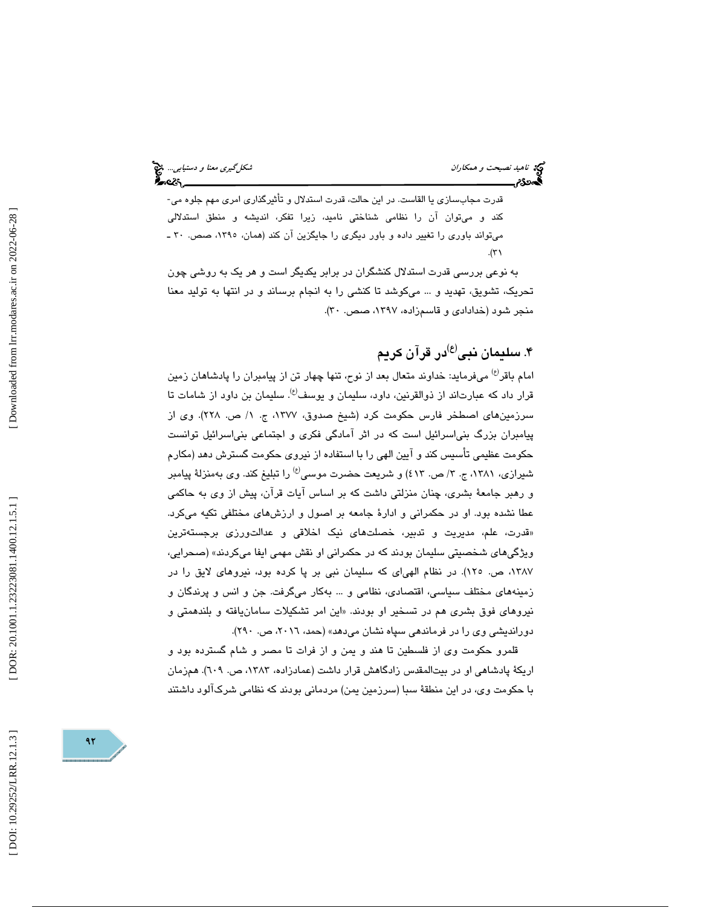قدرت مجاب‌سازی یا القاست. در این حالت، قدرت استدلال و تأثیرگذاری امری مهم جلوه می‌کند و می‌توان آن را نظامی شناختی نامید، زیرا تفکر، اندیشه و منطق استدلالی می‌تواند باوری را تغییر داده و باور دیگری را جایگزین آن کند (همان، ۱۳۹۵، صص. ۳۰ ـ ۳۱).

به نوعی بررسی قدرت استدلال کنشگران در برابر یکدیگر است و هر یک به روشی چون تحریک، تشویق، تهدید و ... می‌کوشد تا کنشی را به انجام برساند و در انتها به تولید معنا منجر شود (خدادادی و قاسم‌زاده، ۱۳۹۷، صص. ۳۰).

## ۴. سلیمان نبی(ع) در قرآن کریم

امام باقر(ع) می‌فرماید: خداوند متعال بعد از نوح، تنها چهار تن از پیامبران را پادشاهان زمین قرار داد که عبارت‌اند از ذوالقرنین، داود، سلیمان و یوسف(ع). سلیمان بن داود از شامات تا سرزمین‌های اصطخر فارس حکومت کرد (شیخ صدوق، ۱۳۷۷، ج. ۱/ ص. ۲۲۸). وی از پیامبران بزرگ بنی‌اسرائیل است که در اثر آمادگی فکری و اجتماعی بنی‌اسرائیل توانست حکومت عظیمی تأسیس کند و آیین الهی را با استفاده از نیروی حکومت گسترش دهد (مکارم شیرازی، ۱۳۸۱، ج. ۳/ ص. ٤١٣) و شریعت حضرت موسی(ع) را تبلیغ کند. وی به‌منزلهٔ پیامبر و رهبر جامعهٔ بشری، چنان منزلتی داشت که بر اساس آیات قرآن، پیش از وی به حاکمی عطا نشده بود. او در حکمرانی و ادارهٔ جامعه بر اصول و ارزش‌های مختلفی تکیه می‌کرد. «قدرت، علم، مدیریت و تدبیر، خصلت‌های نیک اخلاقی و عدالت‌ورزی برجسته‌ترین ویژگی‌های شخصیتی سلیمان بودند که در حکمرانی او نقش مهمی ایفا می‌کردند» (صحرایی، ۱۳۸۷، ص. ۱۲۵). در نظام الهی‌ای که سلیمان نبی بر پا کرده بود، نیروهای لایق را در زمینه‌های مختلف سیاسی، اقتصادی، نظامی و ... به‌کار می‌گرفت. جن و انس و پرندگان و نیروهای فوق بشری هم در تسخیر او بودند. «این امر تشکیلات سامان‌یافته و بلندهمتی و دوراندیشی وی را در فرماندهی سپاه نشان می‌دهد» (حمد، ۲۰۱٦، ص. ۲۹۰).

قلمرو حکومت وی از فلسطین تا هند و یمن و از فرات تا مصر و شام گسترده بود و اریکهٔ پادشاهی او در بیت‌المقدس زادگاهش قرار داشت (عمادزاده، ۱۳۸۳، ص. ٦۰۹). همزمان با حکومت وی، در این منطقهٔ سبا (سرزمین یمن) مردمانی بودند که نظامی شرک‌آلود داشتند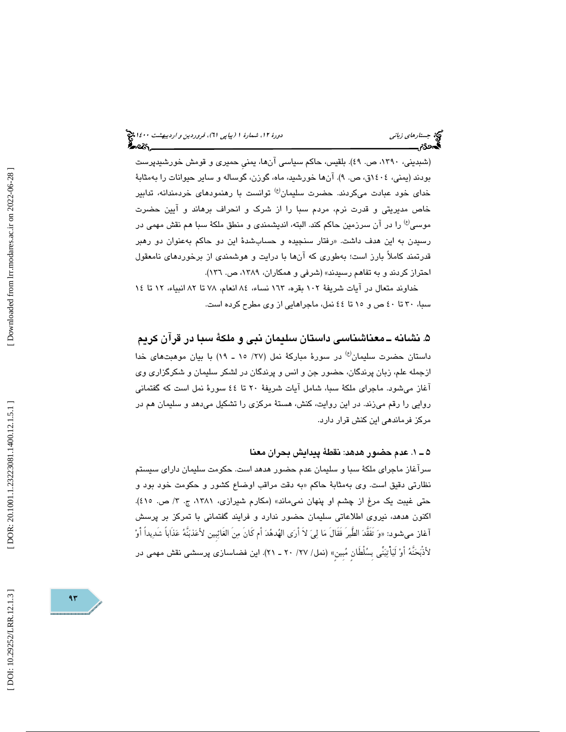(شبدینی، ۱۳۹۰، ص. ٤۹). بلقیس، حاکم سیاسی آن‌ها، یمنیِ حمیری و قومش خورشیدپرست بودند (یمنی، ١٤٠٤ق، ص. ۹). آن‌ها خورشید، ماه، گوزن، گوساله و سایر حیوانات را به‌مثابهٔ خدای خود عبادت می‌کردند. حضرت سلیمان(ع) توانست با رهنمودهای خردمندانه، تدابیر خاص مدیریتی و قدرت نرم، مردم سبا را از شرک و انحراف برهاند و آیین حضرت موسی(ع) را در آن سرزمین حاکم کند. البته، اندیشمندی و منطق ملکهٔ سبا هم نقش مهمی در رسیدن به این هدف داشت. «رفتار سنجیده و حساب‌شدهٔ این دو حاکم به‌عنوان دو رهبر قدرتمند کاملاً بارز است؛ به‌طوری که آن‌ها با درایت و هوشمندی از برخوردهای نامعقول احتراز کردند و به تفاهم رسیدند» (شرفی و همکاران، ۱۳۸۹، ص. ۱۳۶).

خداوند متعال در آیات شریفهٔ ۱۰۲ بقره، ۱۶۳ نساء، ۸٤ انعام، ۷۸ تا ۸۲ انبیاء، ۱۲ تا ١٤ سبا، ۳۰ تا ٤۰ ص و ۱۵ تا ٤٤ نمل، ماجراهایی از وی مطرح کرده است.

## ۵. نشانه ـ معناشناسی داستان سلیمان نبی و ملکهٔ سبا در قرآن کریم

داستان حضرت سلیمان(ع) در سورهٔ مبارکهٔ نمل (۲۷/ ۱۵ ـ ۱۹) با بیان موهبت‌های خدا ازجمله علم، زبان پرندگان، حضور جن و انس و پرندگان در لشکر سلیمان و شکرگزاری وی آغاز می‌شود. ماجرای ملکهٔ سبا، شامل آیات شریفهٔ ۲۰ تا ٤٤ سورهٔ نمل است که گفتمانی روایی را رقم می‌زند. در این روایت، کنش، هستهٔ مرکزی را تشکیل می‌دهد و سلیمان هم در مرکز فرماندهی این کنش قرار دارد.

### ۵ ـ ۱. عدم حضور هدهد: نقطهٔ پیدایش بحران معنا

سرآغاز ماجرای ملکهٔ سبا و سلیمان عدم حضور هدهد است. حکومت سلیمان دارای سیستم نظارتی دقیق است. وی به‌مثابهٔ حاکم «به دقت مراقب اوضاع کشور و حکومت خود بود و حتی غیبت یک مرغ از چشم او پنهان نمی‌ماند» (مکارم شیرازی، ۱۳۸۱، ج. ۳/ ص. ٤۱۵). اکنون هدهد، نیروی اطلاعاتی سلیمان حضور ندارد و فرایند گفتمانی با تمرکز بر پرسش آغاز می‌شود: «وَ تَفَقَّدَ الطَّیرَ فَقَالَ مَا لِیَ لاَ أرَی الهُدهُدَ أم کَانَ مِنَ الغَائِبِین لأعَذِبَّنَهُ عَذَاباً شَدِیداً أوْ لأذْبَحَنَّهُ أوْ لَیَأْتِیَنِّی بِسُلْطَانٍ مُبِینٍ» (نمل/ ۲۷/ ۲۰ ـ ۲۱). این فضاسازی پرسشی نقش مهمی در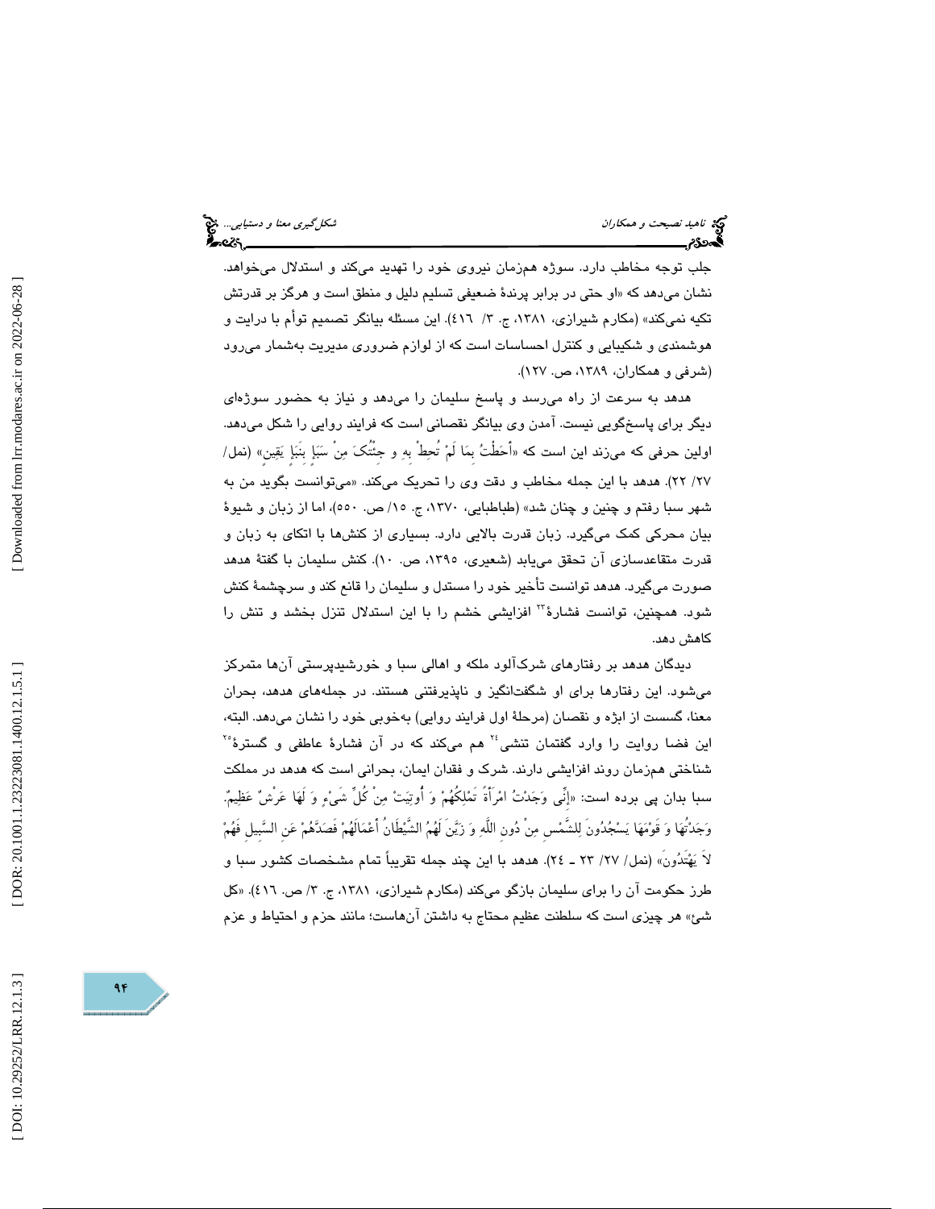جلب توجه مخاطب دارد. سوژه همزمان نیروی خود را تهدید می‌کند و استدلال می‌خواهد. نشان می‌دهد که «او حتی در برابر پرندهٔ ضعیفی تسلیم دلیل و منطق است و هرگز بر قدرتش تکیه نمی‌کند» (مکارم شیرازی، ۱۳۸۱، ج. ۳/ ٤١٦). این مسئله بیانگر تصمیم توأم با درایت و هوشمندی و شکیبایی و کنترل احساسات است که از لوازم ضروری مدیریت به‌شمار می‌رود (شرفی و همکاران، ۱۳۸۹، ص. ۱۲۷).

هدهد به سرعت از راه می‌رسد و پاسخ سلیمان را می‌دهد و نیاز به حضور سوژه‌ای دیگر برای پاسخ‌گویی نیست. آمدن وی بیانگر نقصانی است که فرایند روایی را شکل می‌دهد. اولین حرفی که می‌زند این است که «أَحَطْتُ بِمَا لَمْ تُحِطْ بِهِ و جِئْتُکَ مِنْ سَبَإٍ بِنَبَإٍ يَقِينٍ» (نمل/ ۲۷/ ۲۲). هدهد با این جمله مخاطب و دقت وی را تحریک می‌کند. «می‌توانست بگوید من به شهر سبا رفتم و چنین و چنان شد» (طباطبایی، ۱۳۷۰، ج. ۱۵/ ص. ۵۵۰)، اما از زبان و شیوهٔ بیان محرکی کمک می‌گیرد. زبان قدرت بالایی دارد. بسیاری از کنش‌ها با اتکای به زبان و قدرت متقاعدسازی آن تحقق می‌یابد (شعیری، ۱۳۹۵، ص. ۱۰). کنش سلیمان با گفتهٔ هدهد صورت می‌گیرد. هدهد توانست تأخیر خود را مستدل و سلیمان را قانع کند و سرچشمهٔ کنش شود. همچنین، توانست فشارهٔ[23] افزایشی خشم را با این استدلال تنزل بخشد و تنش را کاهش دهد.

دیدگان هدهد بر رفتارهای شرک‌آلود ملکه و اهالی سبا و خورشیدپرستی آن‌ها متمرکز می‌شود. این رفتارها برای او شگفت‌انگیز و ناپذیرفتنی هستند. در جمله‌های هدهد، بحران معنا، گسست از ابژه و نقصان (مرحلهٔ اول فرایند روایی) به‌خوبی خود را نشان می‌دهد. البته، این فضا روایت را وارد گفتمان تنشی[24] هم می‌کند که در آن فشارهٔ عاطفی و گسترهٔ[25] شناختی همزمان روند افزایشی دارند. شرک و فقدان ایمان، بحرانی است که هدهد در مملکت سبا بدان پی برده است: «إِنِّی وَجَدْتُ امْرَأَةً تَمْلِکُهُمْ وَ أُوتِيَتْ مِنْ کُلِّ شَیْءٍ وَ لَهَا عَرْشٌ عَظِيمٌ. وَجَدْتُهَا وَ قَوْمَهَا يَسْجُدُونَ لِلشَّمْسِ مِنْ دُونِ اللَّهِ وَ زَيَّنَ لَهُمُ الشَّيْطَانُ أَعْمَالَهُمْ فَصَدَّهُمْ عَنِ السَّبِيلِ فَهُمْ لاَ يَهْتَدُونَ» (نمل/ ۲۷/ ۲۳ ـ ۲٤). هدهد با این چند جمله تقریباً تمام مشخصات کشور سبا و طرز حکومت آن را برای سلیمان بازگو می‌کند (مکارم شیرازی، ۱۳۸۱، ج. ۳/ ص. ٤١٦). «کل شئ» هر چیزی است که سلطنت عظیم محتاج به داشتن آن‌هاست؛ مانند حزم و احتیاط و عزم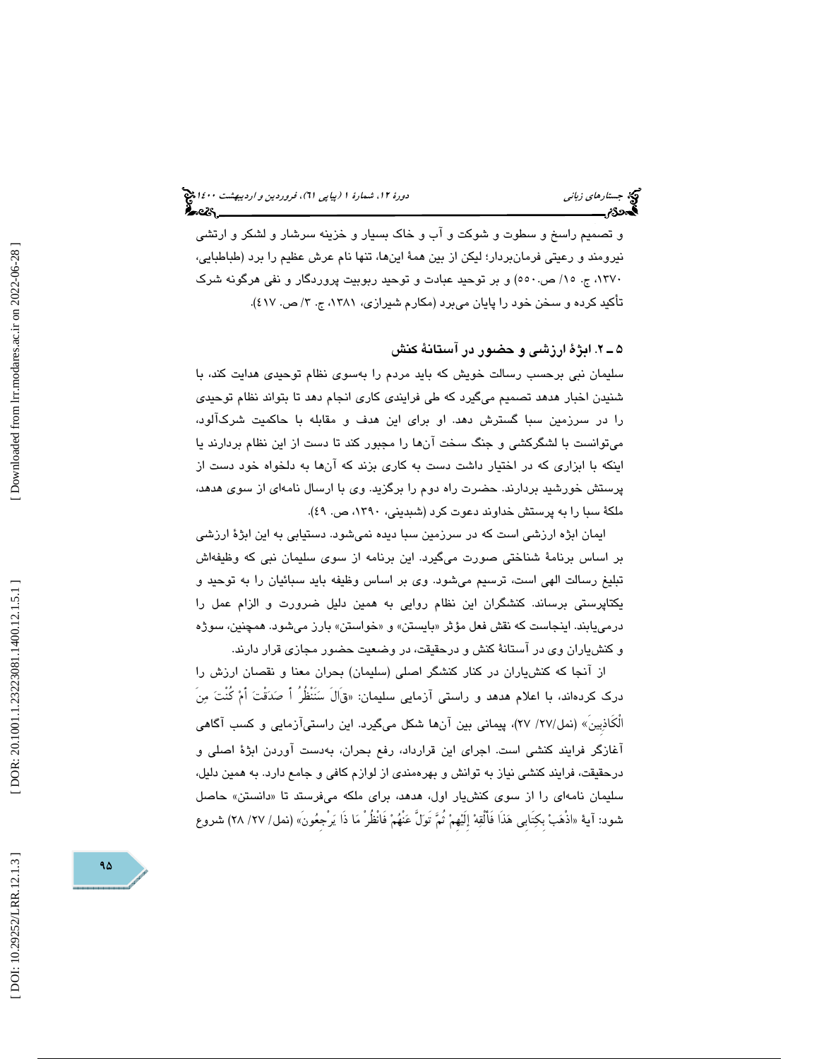و تصمیم راسخ و سطوت و شوکت و آب و خاک بسیار و خزینه سرشار و لشکر و ارتشی نیرومند و رعیتی فرمان‌بردار؛ لیکن از بین همهٔ این‌ها، تنها نام عرش عظیم را برد (طباطبایی، ۱۳۷۰، ج. ۱۵/ ص.۵۵۰) و بر توحید عبادت و توحید ربوبیت پروردگار و نفی هرگونه شرک تأکید کرده و سخن خود را پایان می‌برد (مکارم شیرازی، ۱۳۸۱، ج. ۳/ ص. ٤١٧).

## ۵ ـ ۲. ابژهٔ ارزشی و حضور در آستانهٔ کنش

سلیمان نبی برحسب رسالت خویش که باید مردم را به‌سوی نظام توحیدی هدایت کند، با شنیدن اخبار هدهد تصمیم می‌گیرد که طی فرایندی کاری انجام دهد تا بتواند نظام توحیدی را در سرزمین سبا گسترش دهد. او برای این هدف و مقابله با حاکمیت شرک‌آلود، می‌توانست با لشگرکشی و جنگ سخت آن‌ها را مجبور کند تا دست از این نظام بردارند یا اینکه با ابزاری که در اختیار داشت دست به کاری بزند که آن‌ها به دلخواه خود دست از پرستش خورشید بردارند. حضرت راه دوم را برگزید. وی با ارسال نامه‌ای از سوی هدهد، ملکهٔ سبا را به پرستش خداوند دعوت کرد (شبدینی، ۱۳۹۰، ص. ٤٩).

ایمان ابژه ارزشی است که در سرزمین سبا دیده نمی‌شود. دستیابی به این ابژهٔ ارزشی بر اساس برنامهٔ شناختی صورت می‌گیرد. این برنامه از سوی سلیمان نبی که وظیفه‌اش تبلیغ رسالت الهی است، ترسیم می‌شود. وی بر اساس وظیفه باید سبائیان را به توحید و یکتاپرستی برساند. کنشگران این نظام روایی به همین دلیل ضرورت و الزام عمل را درمی‌یابند. اینجاست که نقش فعل مؤثر «بایستن» و «خواستن» بارز می‌شود. همچنین، سوژه و کنش‌یاران وی در آستانهٔ کنش و درحقیقت، در وضعیت حضور مجازی قرار دارند.

از آنجا که کنش‌یاران در کنار کنشگر اصلی (سلیمان) بحران معنا و نقصان ارزش را درک کرده‌اند، با اعلام هدهد و راستی آزمایی سلیمان: «قَالَ سَنَنْظُرُ أَ صَدَقْتَ أَمْ كُنْتَ مِنَ الْكَاذِبِينَ» (نمل/۲۷/ ۲۷)، پیمانی بین آن‌ها شکل می‌گیرد. این راستی‌آزمایی و کسب آگاهی آغازگر فرایند کنشی است. اجرای این قرارداد، رفع بحران، به‌دست آوردن ابژهٔ اصلی و درحقیقت، فرایند کنشی نیاز به توانش و بهره‌مندی از لوازم کافی و جامع دارد. به همین دلیل، سلیمان نامه‌ای را از سوی کنش‌یار اول، هدهد، برای ملکه می‌فرستد تا «دانستن» حاصل شود: آیهٔ «اذْهَبْ بِكِتَابِي هَذَا فَأَلْقِهْ إِلَيْهِمْ ثُمَّ تَوَلَّ عَنْهُمْ فَانْظُرْ مَا ذَا يَرْجِعُونَ» (نمل/ ۲۷/ ۲۸) شروع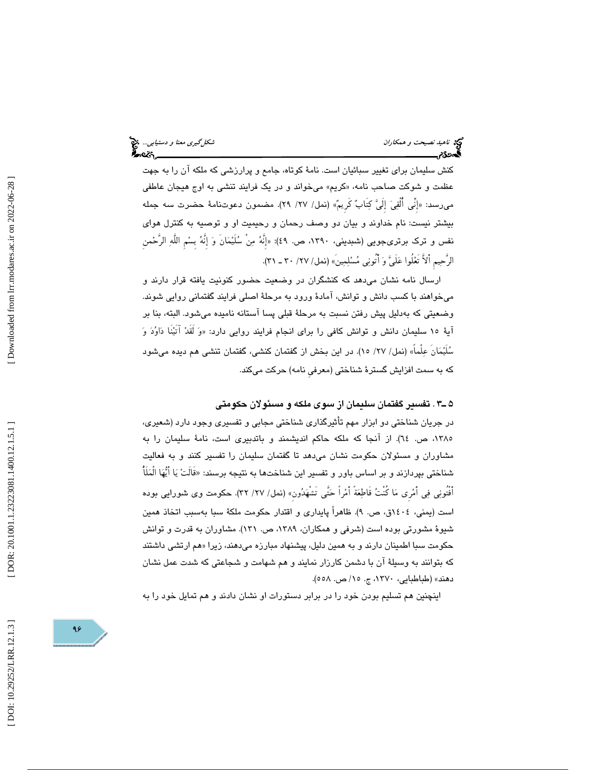کنش سلیمان برای تغییر سبائیان است. نامهٔ کوتاه، جامع و پرارزشی که ملکه آن را به جهت عظمت و شوکت صاحب نامه، «کریم» می‌خواند و در یک فرایند تنشی به اوج هیجان عاطفی می‌رسد: «إِنِّي أُلْقِيَ إِلَيَّ كِتَابٌ كَرِيمٌ» (نمل/ ۲۷/ ۲۹). مضمون دعوت‌نامهٔ حضرت سه جمله بیشتر نیست: نام خداوند و بیان دو وصف رحمان و رحیمیت او و توصیه به کنترل هوای نفس و ترک برتری‌جویی (شبدینی، ۱۳۹۰، ص. ٤۹): «إِنَّهُ مِنْ سُلَيْمَانَ وَ إِنَّهُ بِسْمِ اللَّهِ الرَّحْمنِ الرَّحِيمِ أَلاَّ تَعْلُوا عَلَيَّ وَ أْتُونِي مُسْلِمِينَ» (نمل/ ۲۷/ ۳۰ ـ ۳۱).

ارسال نامه نشان می‌دهد که کنشگران در وضعیت حضور کنونیت یافته قرار دارند و می‌خواهند با کسب دانش و توانش، آمادهٔ ورود به مرحلهٔ اصلی فرایند گفتمانی روایی شوند. وضعیتی که به‌دلیل پیش رفتن نسبت به مرحلهٔ قبلی پسا آستانه نامیده می‌شود. البته، بنا بر آیهٔ ۱۵ سلیمان دانش و توانش کافی را برای انجام فرایند روایی دارد: «وَ لَقَدْ آتَيْنَا دَاوُدَ وَ سُلَيْمَانَ عِلْماً» (نمل/ ۲۷/ ۱۵). در این بخش از گفتمان کنشی، گفتمان تنشی هم دیده می‌شود که به سمت افزایش گسترهٔ شناختی (معرفیِ نامه) حرکت می‌کند.

## ۵ ـ۳ . تفسیر گفتمان سلیمان از سوی ملکه و مسئولان حکومتی

در جریان شناختی دو ابزار مهم تأثیرگذاری شناختی مجابی و تفسیری وجود دارد (شعیری، ۱۳۸۵، ص. ٦٤). از آنجا که ملکه حاکم اندیشمند و باتدبیری است، نامهٔ سلیمان را به مشاوران و مسئولان حکومت نشان می‌دهد تا گفتمان سلیمان را تفسیر کنند و به فعالیت شناختی بپردازند و بر اساس باور و تفسیر این شناخت‌ها به نتیجه برسند: «قَالَتْ يَا أَيُّهَا الْمَلَأُ أَفْتُونِي فِي أَمْرِي مَا كُنْتُ قَاطِعَةً أَمْراً حَتَّى تَشْهَدُونِ» (نمل/ ۲۷/ ۳۲). حکومت وی شورایی بوده است (یمنی، ۱٤۰٤ق، ص. ۹). ظاهراً پایداری و اقتدار حکومت ملکهٔ سبا به‌سبب اتخاذ همین شیوهٔ مشورتی بوده است (شرفی و همکاران، ۱۳۸۹، ص. ۱۳۱). مشاوران به قدرت و توانش حکومت سبا اطمینان دارند و به همین دلیل، پیشنهاد مبارزه می‌دهند، زیرا «هم ارتشی داشتند که بتوانند به وسیلهٔ آن با دشمن کارزار نمایند و هم شهامت و شجاعتی که شدت عمل نشان دهند» (طباطبایی، ۱۳۷۰، ج. ۱۵/ ص. ۵۵۸).

اینچنین هم تسلیم بودن خود را در برابر دستورات او نشان دادند و هم تمایل خود را به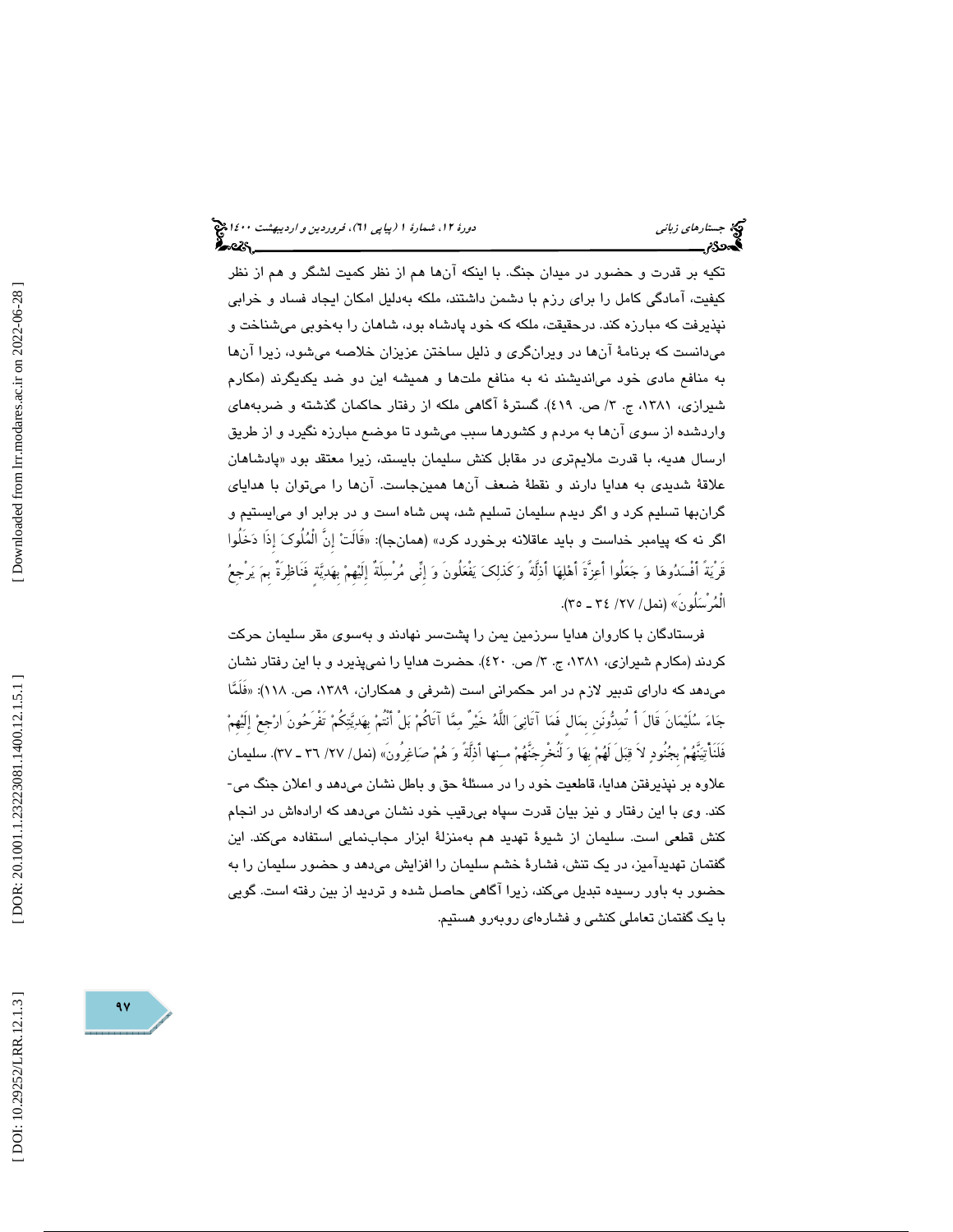تکیه بر قدرت و حضور در میدان جنگ. با اینکه آن‌ها هم از نظر کمیت لشگر و هم از نظر کیفیت، آمادگی کامل را برای رزم با دشمن داشتند، ملکه به‌دلیل امکان ایجاد فساد و خرابی نپذیرفت که مبارزه کند. درحقیقت، ملکه که خود پادشاه بود، شاهان را به‌خوبی می‌شناخت و می‌دانست که برنامهٔ آن‌ها در ویرانگری و ذلیل ساختن عزیزان خلاصه می‌شود، زیرا آن‌ها به منافع مادی خود می‌اندیشند نه به منافع ملت‌ها و همیشه این دو ضد یکدیگرند (مکارم شیرازی، ۱۳۸۱، ج. ۳/ ص. ۴۱۹). گسترهٔ آگاهی ملکه از رفتار حاکمان گذشته و ضربه‌های واردشده از سوی آن‌ها به مردم و کشورها سبب می‌شود تا موضع مبارزه نگیرد و از طریق ارسال هدیه، با قدرت ملایم‌تری در مقابل کنش سلیمان بایستد، زیرا معتقد بود «پادشاهان علاقهٔ شدیدی به هدایا دارند و نقطهٔ ضعف آن‌ها همین‌جاست. آن‌ها را می‌توان با هدایای گران‌بها تسلیم کرد و اگر دیدم سلیمان تسلیم شد، پس شاه است و در برابر او می‌ایستیم و اگر نه که پیامبر خداست و باید عاقلانه برخورد کرد» (همانجا): «قَالَتْ إِنَّ الْمُلُوکَ إِذَا دَخَلُوا قَرْیَةً أَفْسَدُوهَا وَ جَعَلُوا أَعِزَّةَ أَهْلِهَا أَذِلَّةً وَ کَذَلِکَ یَفْعَلُونَ وَ إِنِّی مُرْسِلَةٌ إِلَیْهِمْ بِهَدِیَّةٍ فَنَاظِرَةٌ بِمَ یَرْجِعُ الْمُرْسَلُونَ» (نمل/ ۲۷/ ۳۴ ـ ۳۵).

فرستادگان با کاروان هدایا سرزمین یمن را پشت‌سر نهادند و به‌سوی مقر سلیمان حرکت کردند (مکارم شیرازی، ۱۳۸۱، ج. ۳/ ص. ۴۲۰). حضرت هدایا را نمی‌پذیرد و با این رفتار نشان می‌دهد که دارای تدبیر لازم در امر حکمرانی است (شرفی و همکاران، ۱۳۸۹، ص. ۱۱۸): «فَلَمَّا جَاءَ سُلَیْمَانَ قَالَ أَ تُمِدُّونَنِ بِمَالٍ فَمَا آتَانِیَ اللَّهُ خَیْرٌ مِمَّا آتَاکُمْ بَلْ أَنْتُمْ بِهَدِیَّتِکُمْ تَفْرَحُونَ ارْجِعْ إِلَیْهِمْ فَلَنَأْتِیَنَّهُمْ بِجُنُودٍ لاَ قِبَلَ لَهُمْ بِهَا وَ لَنُخْرِجَنَّهُمْ مِنها أَذِلَّةً وَ هُمْ صَاغِرُونَ» (نمل/ ۲۷/ ۳۶ ـ ۳۷). سلیمان علاوه بر نپذیرفتن هدایا، قاطعیت خود را در مسئلهٔ حق و باطل نشان می‌دهد و اعلان جنگ می‌کند. وی با این رفتار و نیز بیان قدرت سپاه بی‌رقیب خود نشان می‌دهد که اراده‌اش در انجام کنش قطعی است. سلیمان از شیوهٔ تهدید هم به‌منزلهٔ ابزار مجاب‌نمایی استفاده می‌کند. این گفتمان تهدیدآمیز، در یک تنش، فشارهٔ خشم سلیمان را افزایش می‌دهد و حضور سلیمان را به حضور به باور رسیده تبدیل می‌کند، زیرا آگاهی حاصل شده و تردید از بین رفته است. گویی با یک گفتمان تعاملی کنشی و فشاره‌ای روبه‌رو هستیم.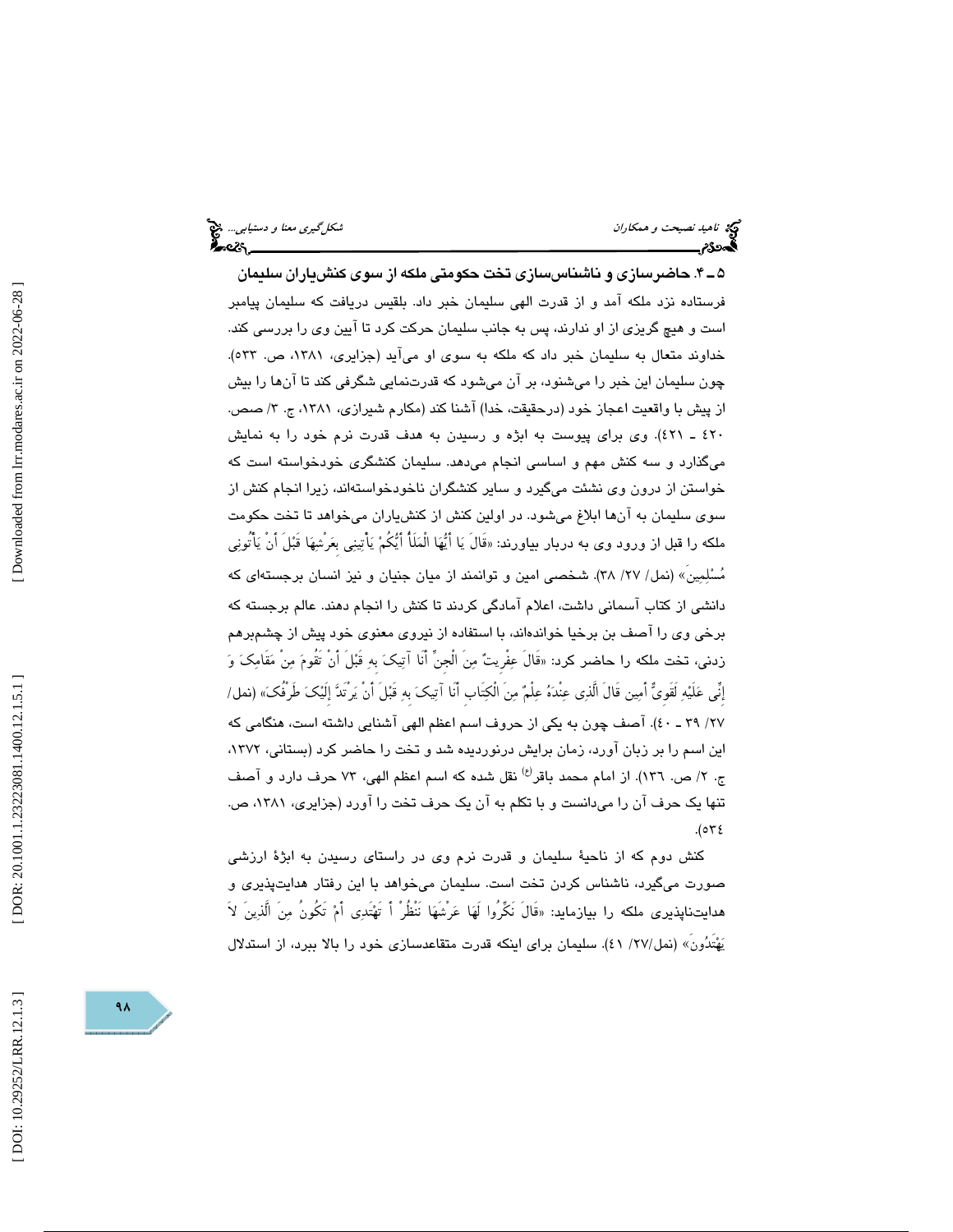### ۵ ـ ۴. حاضرسازی و ناشناس‌سازی تخت حکومتی ملکه از سوی کنش‌یاران سلیمان

فرستاده نزد ملکه آمد و از قدرت الهی سلیمان خبر داد. بلقیس دریافت که سلیمان پیامبر است و هیچ گریزی از او ندارند، پس به جانب سلیمان حرکت کرد تا آیین وی را بررسی کند. خداوند متعال به سلیمان خبر داد که ملکه به سوی او می‌آید (جزایری، ۱۳۸۱، ص. ۵۳۳). چون سلیمان این خبر را می‌شنود، بر آن می‌شود که قدرت‌نمایی شگرفی کند تا آن‌ها را بیش از پیش با واقعیت اعجاز خود (درحقیقت، خدا) آشنا کند (مکارم شیرازی، ۱۳۸۱، ج. ۳/ صص. ۴۲۰ ـ ۴۲۱). وی برای پیوست به ابژه و رسیدن به هدف قدرت نرم خود را به نمایش می‌گذارد و سه کنش مهم و اساسی انجام می‌دهد. سلیمان کنشگری خودخواسته است که خواستن از درون وی نشئت می‌گیرد و سایر کنشگران ناخودخواسته‌اند، زیرا انجام کنش از سوی سلیمان به آن‌ها ابلاغ می‌شود. در اولین کنش از کنش‌یاران می‌خواهد تا تخت حکومت ملکه را قبل از ورود وی به دربار بیاورند: «قَالَ يَا أَيُّهَا الْمَلَأُ أَيُّكُمْ يَأْتِينِي بِعَرْشِهَا قَبْلَ أَنْ يَأْتُونِي مُسْلِمِينَ» (نمل/ ۲۷/ ۳۸). شخصی امین و توانمند از میان جنیان و نیز انسان برجسته‌ای که دانشی از کتاب آسمانی داشت، اعلام آمادگی کردند تا کنش را انجام دهند. عالم برجسته که برخی وی را آصف بن برخیا خوانده‌اند، با استفاده از نیروی معنوی خود پیش از چشم‌برهم زدنی، تخت ملکه را حاضر کرد: «قَالَ عِفْرِيتٌ مِنَ الْجِنِّ أَنَا آتِيكَ بِهِ قَبْلَ أَنْ تَقُومَ مِنْ مَقَامِكَ وَ إِنِّي عَلَيْهِ لَقَوِيٌّ أَمِين قَالَ الَّذِي عِنْدَهُ عِلْمٌ مِنَ الْكِتَابِ أَنَا آتِيكَ بِهِ قَبْلَ أَنْ يَرْتَدَّ إِلَيْكَ طَرْفُكَ» (نمل/ ۲۷/ ۳۹ ـ ۴۰). آصف چون به یکی از حروف اسم اعظم الهی آشنایی داشته است، هنگامی که این اسم را بر زبان آورد، زمان برایش درنوردیده شد و تخت را حاضر کرد (بستانی، ۱۳۷۲، ج. ۲/ ص. ۱۳۶). از امام محمد باقر(ع) نقل شده که اسم اعظم الهی، ۷۳ حرف دارد و آصف تنها یک حرف آن را می‌دانست و با تکلم به آن یک حرف تخت را آورد (جزایری، ۱۳۸۱، ص. ۵۳۴).

کنش دوم که از ناحیهٔ سلیمان و قدرت نرم وی در راستای رسیدن به ابژهٔ ارزشی صورت می‌گیرد، ناشناس کردن تخت است. سلیمان می‌خواهد با این رفتار هدایت‌پذیری و هدایت‌ناپذیری ملکه را بیازماید: «قَالَ نَكِّرُوا لَهَا عَرْشَهَا نَنْظُرْ أَ تَهْتَدِي أَمْ تَكُونُ مِنَ الَّذِينَ لاَ يَهْتَدُونَ» (نمل/۲۷/ ۴۱). سلیمان برای اینکه قدرت متقاعدسازی خود را بالا ببرد، از استدلال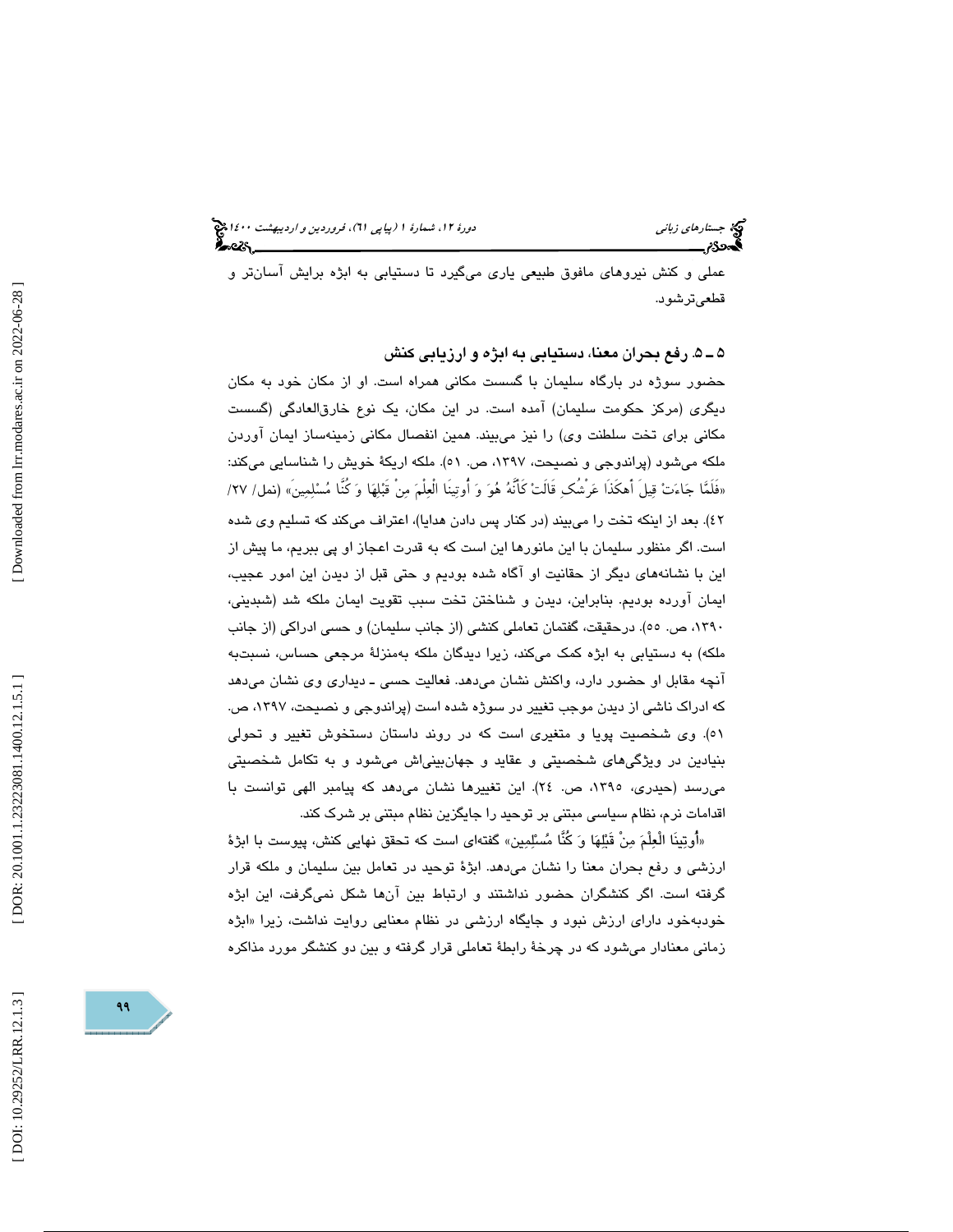عملی و کنش نیروهای مافوق طبیعی یاری می‌گیرد تا دستیابی به ابژه برایش آسان‌تر و قطعی‌تر شود.

## ۵ـ ۵. رفع بحران معنا، دستیابی به ابژه و ارزیابی کنش

حضور سوژه در بارگاه سلیمان با گسست مکانی همراه است. او از مکان خود به مکان دیگری (مرکز حکومت سلیمان) آمده است. در این مکان، یک نوع خارق‌العادگی (گسست مکانی برای تخت سلطنت وی) را نیز می‌بیند. همین انفصال مکانی زمینه‌ساز ایمان آوردن ملکه می‌شود (پراندوجی و نصیحت، ۱۳۹۷، ص. ۵۱). ملکه اریکهٔ خویش را شناسایی می‌کند: «فَلَمَّا جَاءَتْ قِيلَ أَهَكَذَا عَرْشُكِ قَالَتْ كَأَنَّهُ هُوَ وَ أُوتِينَا الْعِلْمَ مِنْ قَبْلِهَا وَ كُنَّا مُسْلِمِينَ» (نمل/ ۲۷/ ۴۲). بعد از اینکه تخت را می‌بیند (در کنار پس دادن هدایا)، اعتراف می‌کند که تسلیم وی شده است. اگر منظور سلیمان با این مانورها این است که به قدرت اعجاز او پی ببریم، ما پیش از این با نشانه‌های دیگر از حقانیت او آگاه شده بودیم و حتی قبل از دیدن این امور عجیب، ایمان آورده بودیم. بنابراین، دیدن و شناختن تخت سبب تقویت ایمان ملکه شد (شبدینی، ۱۳۹۰، ص. ۵۵). درحقیقت، گفتمان تعاملی کنشی (از جانب سلیمان) و حسی ادراکی (از جانب ملکه) به دستیابی به ابژه کمک می‌کند، زیرا دیدگان ملکه به‌منزلهٔ مرجعی حساس، نسبت‌به آنچه مقابل او حضور دارد، واکنش نشان می‌دهد. فعالیت حسی ـ دیداری وی نشان می‌دهد که ادراک ناشی از دیدن موجب تغییر در سوژه شده است (پراندوجی و نصیحت، ۱۳۹۷، ص. ۵۱). وی شخصیت پویا و متغیری است که در روند داستان دستخوش تغییر و تحولی بنیادین در ویژگی‌های شخصیتی و عقاید و جهان‌بینی‌اش می‌شود و به تکامل شخصیتی می‌رسد (حیدری، ۱۳۹۵، ص. ۲۴). این تغییرها نشان می‌دهد که پیامبر الهی توانست با اقدامات نرم، نظام سیاسی مبتنی بر توحید را جایگزین نظام مبتنی بر شرک کند.

«أُوتِينَا الْعِلْمَ مِنْ قَبْلِهَا وَ كُنَّا مُسْلِمِين» گفته‌ای است که تحقق نهایی کنش، پیوست با ابژهٔ ارزشی و رفع بحران معنا را نشان می‌دهد. ابژهٔ توحید در تعامل بین سلیمان و ملکه قرار گرفته است. اگر کنشگران حضور نداشتند و ارتباط بین آن‌ها شکل نمی‌گرفت، این ابژه خودبه‌خود دارای ارزش نبود و جایگاه ارزشی در نظام معنایی روایت نداشت، زیرا «ابژه زمانی معنادار می‌شود که در چرخهٔ رابطهٔ تعاملی قرار گرفته و بین دو کنشگر مورد مذاکره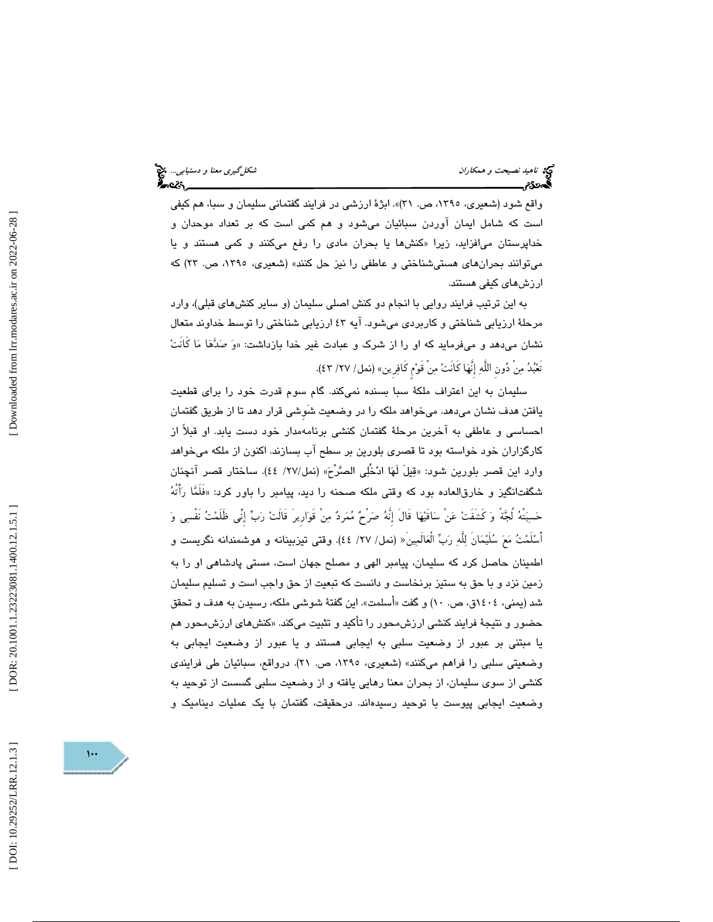واقع شود (شعیری، ۱۳۹۵، ص. ۳۱)». ابژۀ ارزشی در فرایند گفتمانی سلیمان و سبا، هم کیفی است که شامل ایمان آوردن سبائیان می‌شود و هم کمی است که بر تعداد موحدان و خداپرستان می‌افزاید، زیرا «کنش‌ها یا بحران مادی را رفع می‌کنند و کمی هستند و یا می‌توانند بحران‌های هستی‌شناختی و عاطفی را نیز حل کنند» (شعیری، ۱۳۹۵، ص. ۲۳) که ارزش‌های کیفی هستند.

به این ترتیب فرایند روایی با انجام دو کنش اصلی سلیمان (و سایر کنش‌های قبلی)، وارد مرحلۀ ارزیابی شناختی و کاربردی می‌شود. آیه ۴۳ ارزیابی شناختی را توسط خداوند متعال نشان می‌دهد و می‌فرماید که او را از شرک و عبادت غیر خدا بازداشت: «وَ صَدَّهَا مَا كَانَتْ تَعْبُدُ مِنْ دُونِ اللَّهِ إِنَّهَا كَانَتْ مِنْ قَوْمٍ كَافِرِين» (نمل/ ۲۷/ ۴۳).

سلیمان به این اعتراف ملکۀ سبا بسنده نمی‌کند. گام سوم قدرت خود را برای قطعیت یافتن هدف نشان می‌دهد. می‌خواهد ملکه را در وضعیت شَوِشی قرار دهد تا از طریق گفتمان احساسی و عاطفی به آخرین مرحلۀ گفتمان کنشی برنامه‌مدار خود دست یابد. او قبلاً از کارگزاران خود خواسته بود تا قصری بلورین بر سطح آب بسازند. اکنون از ملکه می‌خواهد وارد این قصر بلورین شود: «قِيلَ لَهَا ادْخُلِي الصَّرْحَ» (نمل/۲۷/ ٤٤). ساختار قصر آنچنان شگفت‌انگیز و خارق‌العاده بود که وقتی ملکه صحنه را دید، پیامبر را باور کرد: «فَلَمَّا رَأَتْهُ حَسِبَتْهُ لُجَّةً وَ كَشَفَتْ عَنْ سَاقَيْهَا قَالَ إِنَّهُ صَرْحٌ مُمَرَّدٌ مِنْ قَوَارِيرَ قَالَتْ رَبِّ إِنِّي ظَلَمْتُ نَفْسِي وَ أَسْلَمْتُ مَعَ سُلَيْمَانَ لِلَّهِ رَبِّ الْعَالَمِينَ» (نمل/ ۲۷/ ٤٤). وقتی تیزبینانه و هوشمندانه نگریست و اطمینان حاصل کرد که سلیمان، پیامبر الهی و مصلح جهان است، مستی پادشاهی او را به زمین نزد و با حق به ستیز برنخاست و دانست که تبعیت از حق واجب است و تسلیم سلیمان شد (یمنی، ۱٤۰٤ق، ص. ۱۰) و گفت «أسلمت». این گفتۀ شوشی ملکه، رسیدن به هدف و تحقق حضور و نتیجۀ فرایند کنشی ارزش‌محور را تأکید و تثبیت می‌کند. «کنش‌های ارزش‌محور هم یا مبتنی بر عبور از وضعیت سلبی به ایجابی هستند و یا عبور از وضعیت ایجابی به وضعیتی سلبی را فراهم می‌کنند» (شعیری، ۱۳۹۵، ص. ۲۱). درواقع، سبائیان طی فرایندی کنشی از سوی سلیمان، از بحران معنا رهایی یافته و از وضعیت سلبی گسست از توحید به وضعیت ایجابی پیوست با توحید رسیده‌اند. درحقیقت، گفتمان با یک عملیات دینامیک و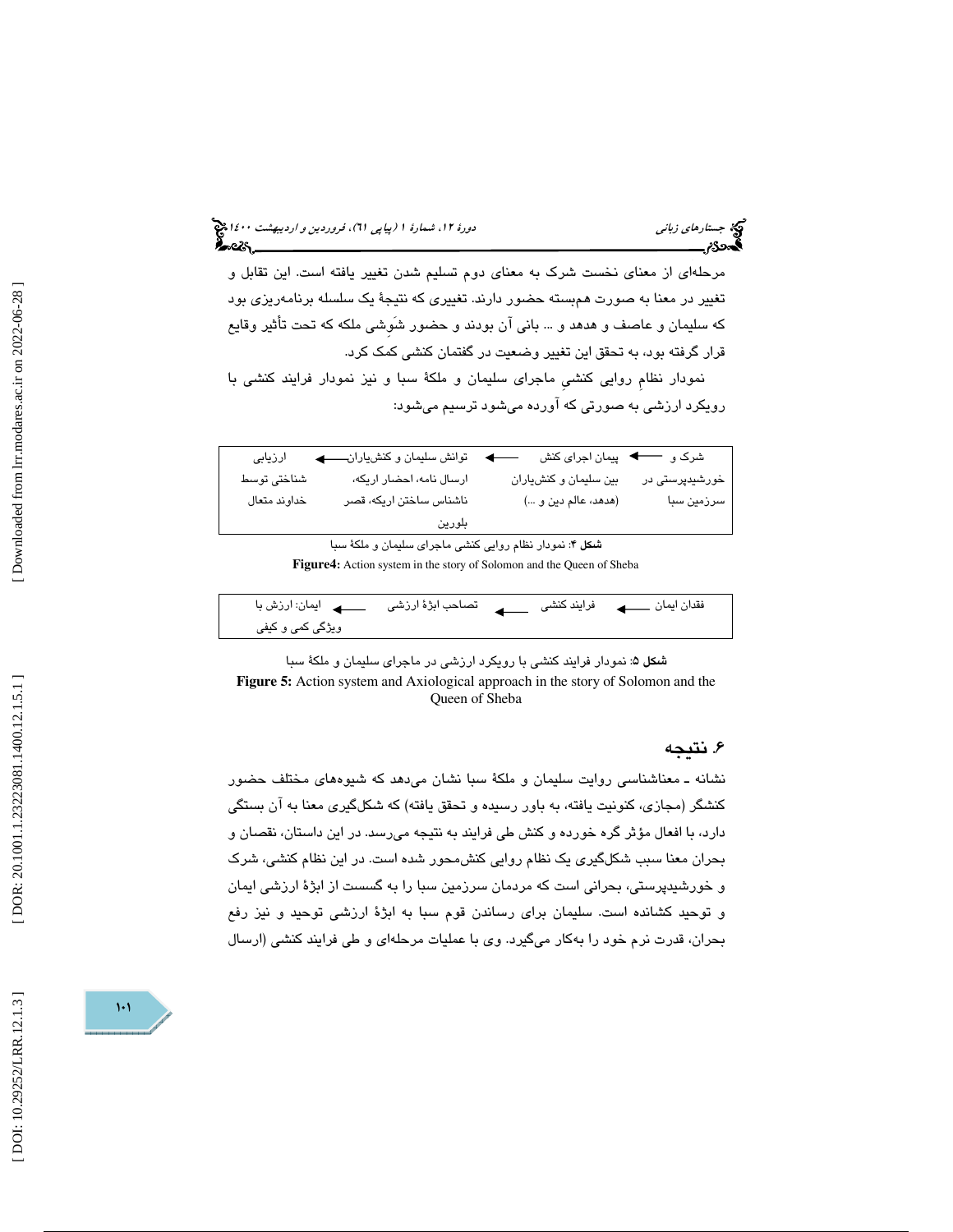مرحله‌ای از معنای نخست شرک به معنای دوم تسلیم شدن تغییر یافته است. این تقابل و تغییر در معنا به صورت همبسته حضور دارند. تغییری که نتیجهٔ یک سلسله برنامه‌ریزی بود که سلیمان و عاصف و هدهد و ... بانی آن بودند و حضور شَوشی ملکه که تحت تأثیر وقایع قرار گرفته بود، به تحقق این تغییر وضعیت در گفتمان کنشی کمک کرد.

نمودار نظامِ روایی کنشیِ ماجرای سلیمان و ملکهٔ سبا و نیز نمودار فرایند کنشی با رویکرد ارزشی به صورتی که آورده می‌شود ترسیم می‌شود:

| شرک و خورشیدپرستی در سرزمین سبا | ← | پیمان اجرای کنش بین سلیمان و کنش‌یاران (هدهد، عالم دین و ...) | ← | توانش سلیمان و کنش‌یاران ارسال نامه، احضار اریکه، ناشناس ساختن اریکه، قصر بلورین | ← | ارزیابی شناختی توسط خداوند متعال |
|---|---|---|---|---|---|---|

**شکل ۴**: نمودار نظام روایی کنشی ماجرای سلیمان و ملکهٔ سبا

**Figure4:** Action system in the story of Solomon and the Queen of Sheba

| فقدان ایمان | ← | فرایند کنشی | ← | تصاحب ابژهٔ ارزشی | ← | ایمان: ارزش با ویژگی کمی و کیفی |
|---|---|---|---|---|---|---|

**شکل ۵**: نمودار فرایند کنشی با رویکرد ارزشی در ماجرای سلیمان و ملکهٔ سبا

**Figure 5:** Action system and Axiological approach in the story of Solomon and the Queen of Sheba

## ۶. نتیجه

نشانه ـ معناشناسی روایت سلیمان و ملکهٔ سبا نشان می‌دهد که شیوه‌های مختلف حضور کنشگر (مجازی، کنونیت یافته، به باور رسیده و تحقق یافته) که شکل‌گیری معنا به آن بستگی دارد، با افعال مؤثر گره خورده و کنش طی فرایند به نتیجه می‌رسد. در این داستان، نقصان و بحران معنا سبب شکل‌گیری یک نظام روایی کنش‌محور شده است. در این نظام کنشی، شرک و خورشیدپرستی، بحرانی است که مردمان سرزمین سبا را به گسست از ابژهٔ ارزشی ایمان و توحید کشانده است. سلیمان برای رساندن قوم سبا به ابژهٔ ارزشی توحید و نیز رفع بحران، قدرت نرم خود را به‌کار می‌گیرد. وی با عملیات مرحله‌ای و طی فرایند کنشی (ارسال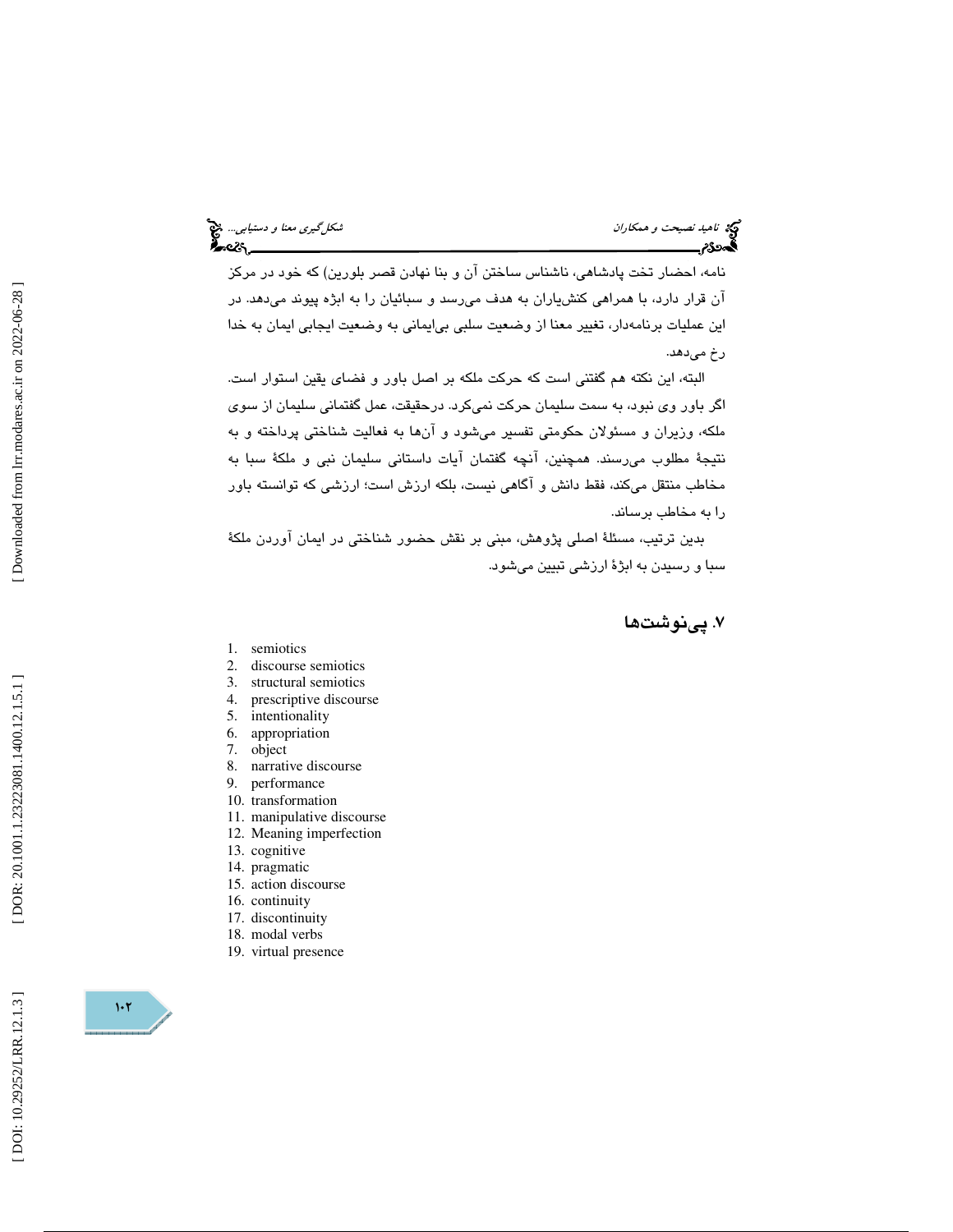نامه، احضار تخت پادشاهی، ناشناس ساختن آن و بنا نهادن قصر بلورین) که خود در مرکز آن قرار دارد، با همراهی کنش‌یاران به هدف می‌رسد و سبائیان را به ابژه پیوند می‌دهد. در این عملیات برنامه‌دار، تغییر معنا از وضعیت سلبی بی‌ایمانی به وضعیت ایجابی ایمان به خدا رخ می‌دهد.

البته، این نکته هم گفتنی است که حرکت ملکه بر اصل باور و فضای یقین استوار است. اگر باور وی نبود، به سمت سلیمان حرکت نمی‌کرد. درحقیقت، عمل گفتمانی سلیمان از سوی ملکه، وزیران و مسئولان حکومتی تفسیر می‌شود و آن‌ها به فعالیت شناختی پرداخته و به نتیجهٔ مطلوب می‌رسند. همچنین، آنچه گفتمان آیات داستانی سلیمان نبی و ملکهٔ سبا به مخاطب منتقل می‌کند، فقط دانش و آگاهی نیست، بلکه ارزش است؛ ارزشی که توانسته باور را به مخاطب برساند.

بدین ترتیب، مسئلهٔ اصلی پژوهش، مبنی بر نقش حضور شناختی در ایمان آوردن ملکهٔ سبا و رسیدن به ابژهٔ ارزشی تبیین می‌شود.

## ۷. پی‌نوشت‌ها

1. semiotics
2. discourse semiotics
3. structural semiotics
4. prescriptive discourse
5. intentionality
6. appropriation
7. object
8. narrative discourse
9. performance
10. transformation
11. manipulative discourse
12. Meaning imperfection
13. cognitive
14. pragmatic
15. action discourse
16. continuity
17. discontinuity
18. modal verbs
19. virtual presence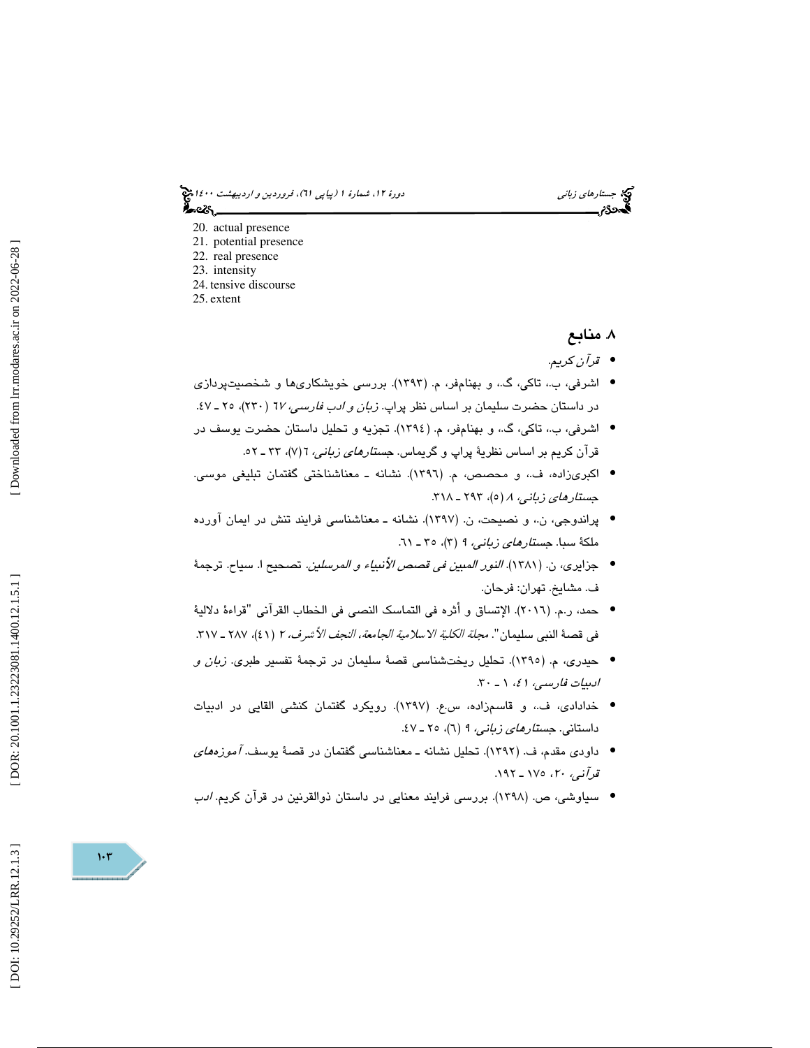20. actual presence
21. potential presence
22. real presence
23. intensity
24. tensive discourse
25. extent

## ۸. منابع

- *قرآن کریم.*
- اشرفی، ب.، تاکی، گ.، و بهنام‌فر، م. (۱۳۹۳). بررسی خویشکاری‌ها و شخصیت‌پردازی در داستان حضرت سلیمان بر اساس نظر پراپ. *زبان و ادب فارسی،* ٦٧ (٢٣٠)، ٢٥ ـ ٤٧.
- اشرفی، ب.، تاکی، گ.، و بهنام‌فر، م. (١٣٩٤). تجزیه و تحلیل داستان حضرت یوسف در قرآن کریم بر اساس نظریهٔ پراپ و گریماس. *جستارهای زبانی،* ٦(٧)، ٣٣ ـ ٥٢.
- اکبری‌زاده، ف.، و محصص، م. (١٣٩٦). نشانه ـ معناشناختی گفتمان تبلیغی موسی. *جستارهای زبانی،* ٨ (٥)، ٢٩٣ ـ ٣١٨.
- پراندوجی، ن.، و نصیحت، ن. (١٣٩٧). نشانه ـ معناشناسی فرایند تنش در ایمان آورده ملکهٔ سبا. *جستارهای زبانی،* ٩ (٣)، ٣٥ ـ ٦١.
- جزایری، ن. (١٣٨١). *النور المبین فی قصص الأنبیاء و المرسلین.* تصحیح ا. سیاح. ترجمهٔ ف. مشایخ. تهران: فرحان.
- حمد، ر.م. (٢٠١٦). الإتساق و أثره فی التماسک النصی فی الخطاب القرآنی "قراءهٔ دلالیهٔ فی قصهٔ النبی سلیمان". *مجلة الکلیة الاسلامیة الجامعة، النجف الأشرف،* ٢ (٤١)، ٢٨٧ ـ ٣١٧.
- حیدری، م. (١٣٩٥). تحلیل ریخت‌شناسی قصهٔ سلیمان در ترجمهٔ تفسیر طبری. *زبان و ادبیات فارسی،* ٤١، ١ ـ ٣٠.
- خدادادی، ف.، و قاسم‌زاده، س.ع. (١٣٩٧). رویکرد گفتمان کنشی القایی در ادبیات داستانی. *جستارهای زبانی،* ٩ (٦)، ٢٥ ـ ٤٧.
- داودی مقدم، ف. (١٣٩٢). تحلیل نشانه ـ معناشناسی گفتمان در قصهٔ یوسف. *آموزه‌های قرآنی،* ٢٠، ١٧٥ ـ ١٩٢.
- سیاوشی، ص. (١٣٩٨). بررسی فرایند معنایی در داستان ذوالقرنین در قرآن کریم. *ادب*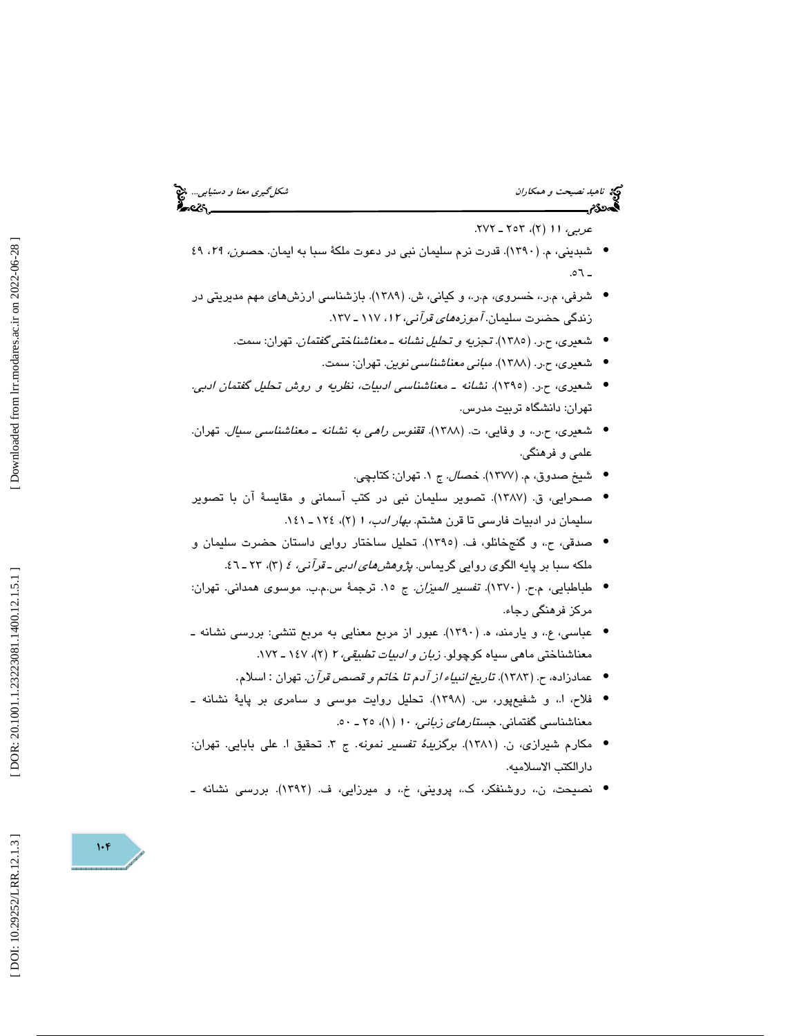*عربی*، ۱۱ (۲)، ۲۵۳ ـ ۲۷۲.

- شبدینی، م. (۱۳۹۰). قدرت نرم سلیمان نبی در دعوت ملکهٔ سبا به ایمان. *حصون*، ۲۹، ٤۹ ـ ٥٦.
- شرفی، م.ر.، خسروی، م.ر.، و کیانی، ش. (۱۳۸۹). بازشناسی ارزش‌های مهم مدیریتی در زندگی حضرت سلیمان. *آموزه‌های قرآنی*، ۱۲، ۱۱۷ ـ ۱۳۷.
- شعیری، ح.ر. (۱۳۸۵). *تجزیه و تحلیل نشانه ـ معناشناختی گفتمان*. تهران: سمت.
- شعیری، ح.ر. (۱۳۸۸). *مبانی معناشناسی نوین*. تهران: سمت.
- شعیری، ح.ر. (۱۳۹۵). *نشانه ـ معناشناسی ادبیات، نظریه و روش تحلیل گفتمان ادبی*. تهران: دانشگاه تربیت مدرس.
- شعیری، ح.ر.، و وفایی، ت. (۱۳۸۸). *ققنوس راهی به نشانه ـ معناشناسی سیال*. تهران. علمی و فرهنگی.
- شیخ صدوق، م. (۱۳۷۷). *خصال*. ج ۱. تهران: کتابچی.
- صحرایی، ق. (۱۳۸۷). تصویر سلیمان نبی در کتب آسمانی و مقایسهٔ آن با تصویر سلیمان در ادبیات فارسی تا قرن هشتم. *بهار ادب*، ۱ (۲)، ۱۲٤ ـ ۱٤۱.
- صدقی، ح.، و گنج‌خانلو، ف. (۱۳۹۵). تحلیل ساختار روایی داستان حضرت سلیمان و ملکه سبا بر پایه الگوی روایی گریماس. *پژوهش‌های ادبی ـ قرآنی*، ٤ (۳)، ۲۳ ـ ٤٦.
- طباطبایی، م.ح. (۱۳۷۰). *تفسیر المیزان*. ج ۱٥. ترجمهٔ س.م.ب. موسوی همدانی. تهران: مرکز فرهنگی رجاء.
- عباسی، ع.، و یارمند، ه. (۱۳۹۰). عبور از مربع معنایی به مربع تنشی: بررسی نشانه ـ معناشناختی ماهی سیاه کوچولو. *زبان و ادبیات تطبیقی*، ۲ (۲)، ۱٤۷ ـ ۱۷۲.
- عمادزاده، ح. (۱۳۸۳). *تاریخ انبیاء از آدم تا خاتم و قصص قرآن*. تهران : اسلام.
- فلاح، ا.، و شفیع‌پور، س. (۱۳۹۸). تحلیل روایت موسی و سامری بر پایهٔ نشانه ـ معناشناسی گفتمانی. *جستارهای زبانی*، ۱۰ (۱)، ۲٥ ـ ٥۰.
- مکارم شیرازی، ن. (۱۳۸۱). *برگزیدهٔ تفسیر نمونه*. ج ۳. تحقیق ا. علی بابایی. تهران: دارالکتب الاسلامیه.
- نصیحت، ن.، روشنفکر، ک.، پروینی، خ.، و میرزایی، ف. (۱۳۹۲). بررسی نشانه ـ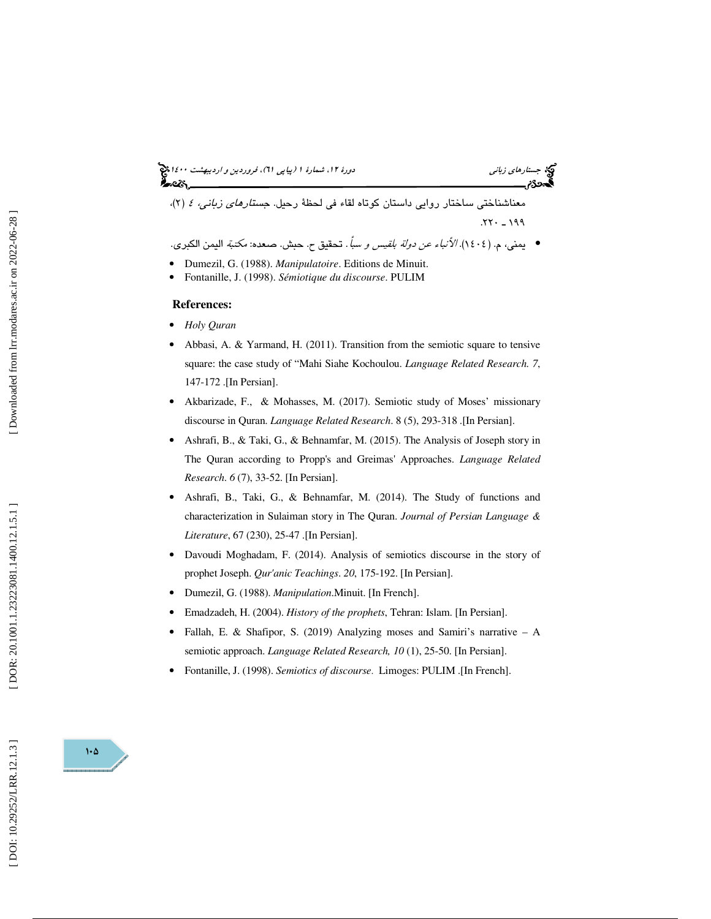معناشناختی ساختار روایی داستان کوتاه لقاء فی لحظهٔ رحیل. *جستارهای زبانی*، ٤ (٢)، ١٩٩ ـ ٢٢٠.

- یمنی، م. (١٤٠٤). *الأنباء عن دولة بلقیس و سبأ* . تحقیق ح. حبش. صعده: مکتبة الیمن الکبری.
- Dumezil, G. (1988). *Manipulatoire*. Editions de Minuit.
- Fontanille, J. (1998). *Sémiotique du discourse*. PULIM

**References:**

- *Holy Quran*
- Abbasi, A. & Yarmand, H. (2011). Transition from the semiotic square to tensive square: the case study of "Mahi Siahe Kochoulou. *Language Related Research. 7*, 147-172 .[In Persian].
- Akbarizade, F., & Mohasses, M. (2017). Semiotic study of Moses' missionary discourse in Quran. *Language Related Research*. 8 (5), 293-318 .[In Persian].
- Ashrafi, B., & Taki, G., & Behnamfar, M. (2015). The Analysis of Joseph story in The Quran according to Propp's and Greimas' Approaches. *Language Related Research. 6* (7), 33-52. [In Persian].
- Ashrafi, B., Taki, G., & Behnamfar, M. (2014). The Study of functions and characterization in Sulaiman story in The Quran. *Journal of Persian Language & Literature*, 67 (230), 25-47 .[In Persian].
- Davoudi Moghadam, F. (2014). Analysis of semiotics discourse in the story of prophet Joseph. *Qur'anic Teachings*. *20*, 175-192. [In Persian].
- Dumezil, G. (1988). *Manipulation*.Minuit. [In French].
- Emadzadeh, H. (2004). *History of the prophets*, Tehran: Islam. [In Persian].
- Fallah, E. & Shafipor, S. (2019) Analyzing moses and Samiri's narrative – A semiotic approach. *Language Related Research, 10* (1), 25-50. [In Persian].
- Fontanille, J. (1998). *Semiotics of discourse.* Limoges: PULIM .[In French].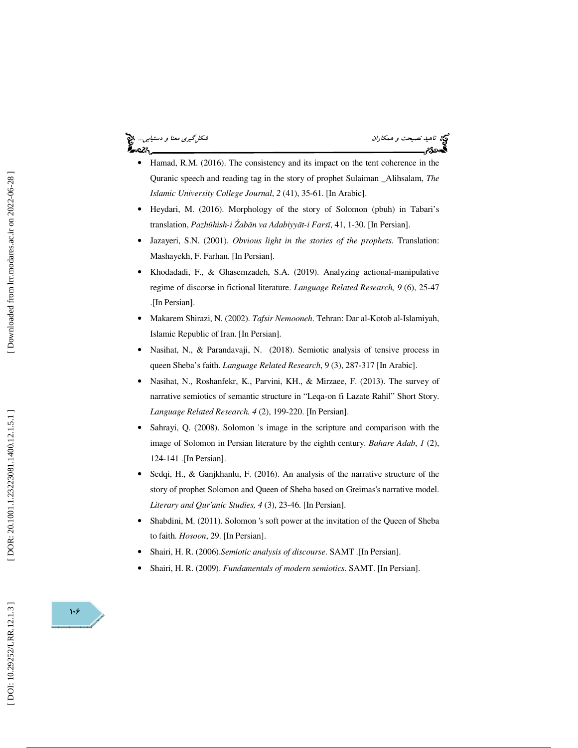- Hamad, R.M. (2016). The consistency and its impact on the tent coherence in the Quranic speech and reading tag in the story of prophet Sulaiman _Alihsalam, *The Islamic University College Journal*, *2* (41), 35-61. [In Arabic].
- Heydari, M. (2016). Morphology of the story of Solomon (pbuh) in Tabari's translation, *Pazhūhish-i Źabān va Adabiyyāt-i Farsī*, 41, 1-30. [In Persian].
- Jazayeri, S.N. (2001). *Obvious light in the stories of the prophets*. Translation: Mashayekh, F. Farhan. [In Persian].
- Khodadadi, F., & Ghasemzadeh, S.A. (2019). Analyzing actional-manipulative regime of discourse in fictional literature. *Language Related Research, 9* (6), 25-47 .[In Persian].
- Makarem Shirazi, N. (2002). *Tafsir Nemooneh*. Tehran: Dar al-Kotob al-Islamiyah, Islamic Republic of Iran. [In Persian].
- Nasihat, N., & Parandavaji, N. (2018). Semiotic analysis of tensive process in queen Sheba's faith. *Language Related Research*, 9 (3), 287-317 [In Arabic].
- Nasihat, N., Roshanfekr, K., Parvini, KH., & Mirzaee, F. (2013). The survey of narrative semiotics of semantic structure in "Leqa-on fi Lazate Rahil" Short Story. *Language Related Research. 4* (2), 199-220. [In Persian].
- Sahrayi, Q. (2008). Solomon 's image in the scripture and comparison with the image of Solomon in Persian literature by the eighth century. *Bahare Adab*, *1* (2), 124-141 .[In Persian].
- Sedqi, H., & Ganjkhanlu, F. (2016). An analysis of the narrative structure of the story of prophet Solomon and Queen of Sheba based on Greimas's narrative model. *Literary and Qur'anic Studies, 4* (3), 23-46. [In Persian].
- Shabdini, M. (2011). Solomon 's soft power at the invitation of the Queen of Sheba to faith. *Hosoon*, 29. [In Persian].
- Shairi, H. R. (2006).*Semiotic analysis of discourse*. SAMT .[In Persian].
- Shairi, H. R. (2009). *Fundamentals of modern semiotics*. SAMT. [In Persian].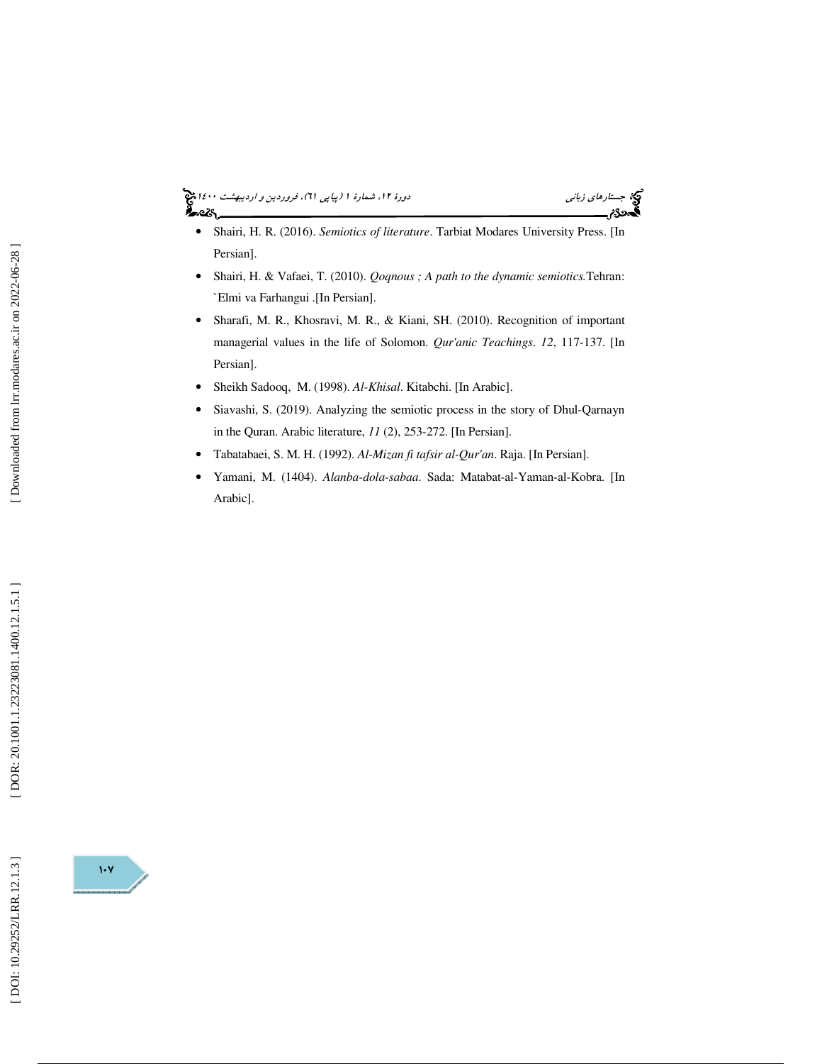- Shairi, H. R. (2016). *Semiotics of literature*. Tarbiat Modares University Press. [In Persian].
- Shairi, H. & Vafaei, T. (2010). *Qoqnous ; A path to the dynamic semiotics.*Tehran: `Elmi va Farhangui .[In Persian].
- Sharafi, M. R., Khosravi, M. R., & Kiani, SH. (2010). Recognition of important managerial values in the life of Solomon. *Qur'anic Teachings*. *12*, 117-137. [In Persian].
- Sheikh Sadooq, M. (1998). *Al-Khisal*. Kitabchi. [In Arabic].
- Siavashi, S. (2019). Analyzing the semiotic process in the story of Dhul-Qarnayn in the Quran. Arabic literature, *11* (2), 253-272. [In Persian].
- Tabatabaei, S. M. H. (1992). *Al-Mizan fi tafsir al-Qur'an*. Raja. [In Persian].
- Yamani, M. (1404). *Alanba-dola-sabaa*. Sada: Matabat-al-Yaman-al-Kobra. [In Arabic].